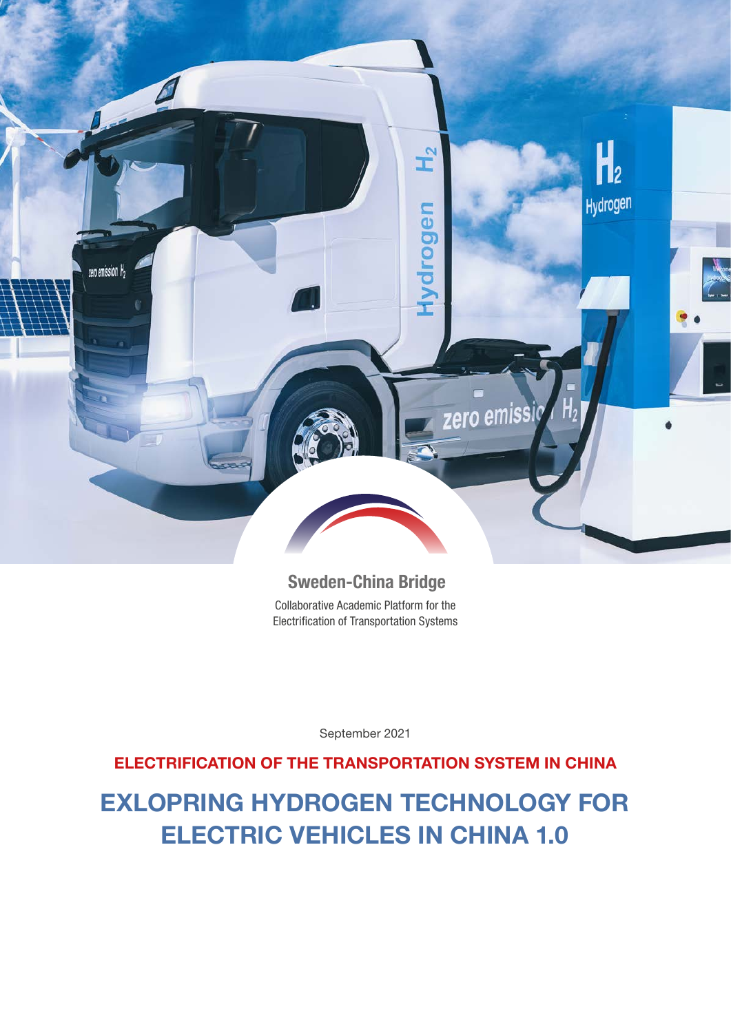**Sweden-China Bridge**

Collaborative Academic Platform for the Electrification of Transportation Systems

September 2021

## ELECTRIFICATION OF THE TRANSPORTATION SYSTEM IN CHINA

# EXLOPRING HYDROGEN TECHNOLOGY FOR ELECTRIC VEHICLES IN CHINA 1.0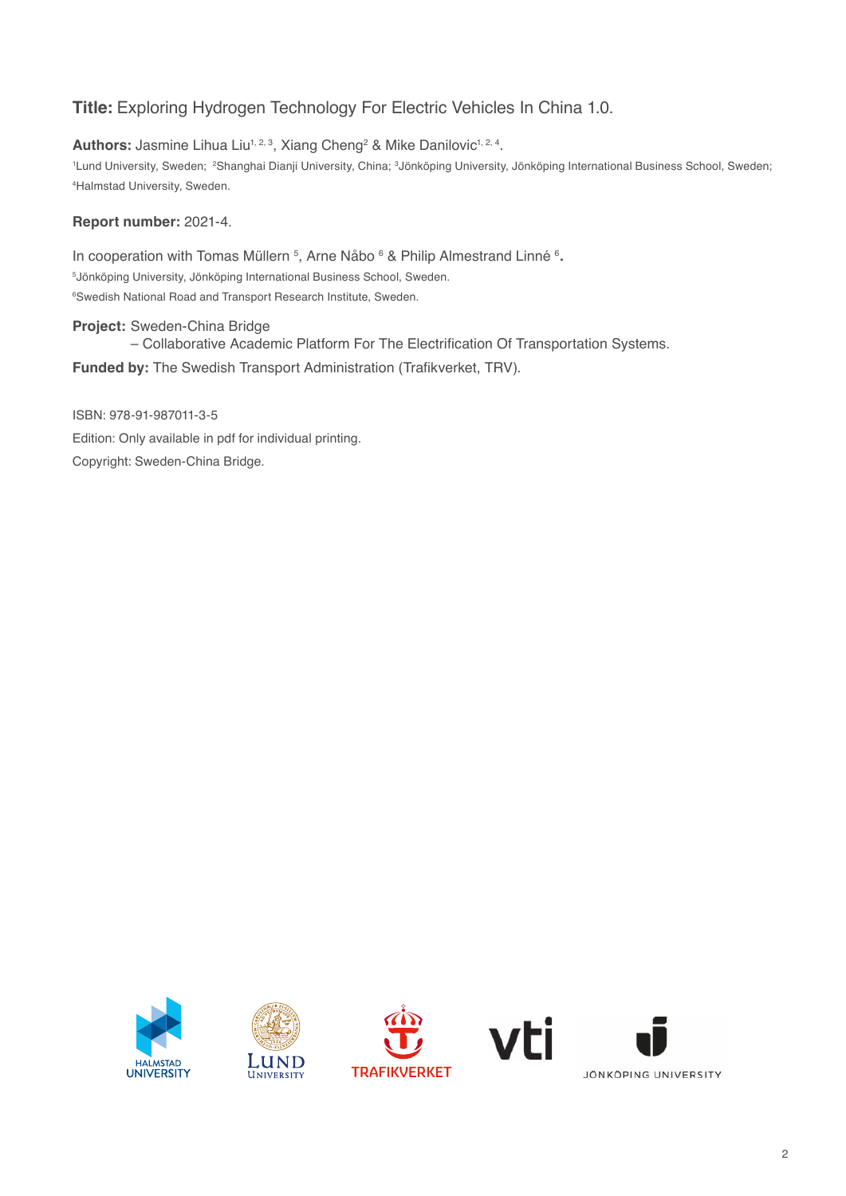**Title:** Exploring Hydrogen Technology For Electric Vehicles In China 1.0.

**Authors:** Jasmine Lihua Liu[1, 2, 3], Xiang Cheng[2] & Mike Danilovic[1, 2, 4].

[1]Lund University, Sweden; [2]Shanghai Dianji University, China; [3]Jönköping University, Jönköping International Business School, Sweden; [4]Halmstad University, Sweden.

**Report number:** 2021-4.

In cooperation with Tomas Müllern [5], Arne Nåbo [6] & Philip Almestrand Linné [6].

[5]Jönköping University, Jönköping International Business School, Sweden.

[6]Swedish National Road and Transport Research Institute, Sweden.

**Project:** Sweden-China Bridge
– Collaborative Academic Platform For The Electrification Of Transportation Systems.

**Funded by:** The Swedish Transport Administration (Trafikverket, TRV).

ISBN: 978-91-987011-3-5

Edition: Only available in pdf for individual printing.

Copyright: Sweden-China Bridge.

HALMSTAD UNIVERSITY LUND UNIVERSITY TRAFIKVERKET vti JÖNKÖPING UNIVERSITY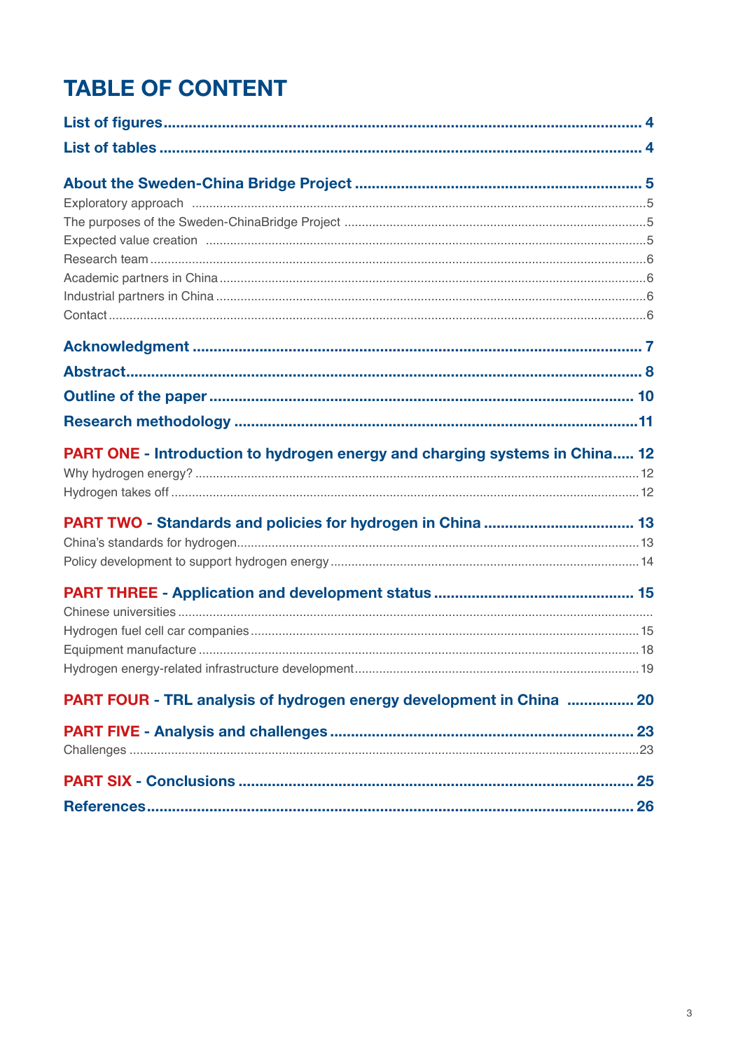# TABLE OF CONTENT

**List of figures** .......... 4

**List of tables** .......... 4

**About the Sweden-China Bridge Project** .......... 5

Exploratory approach .......... 5

The purposes of the Sweden-ChinaBridge Project .......... 5

Expected value creation .......... 5

Research team .......... 6

Academic partners in China .......... 6

Industrial partners in China .......... 6

Contact .......... 6

**Acknowledgment** .......... 7

**Abstract** .......... 8

**Outline of the paper** .......... 10

**Research methodology** .......... 11

**PART ONE - Introduction to hydrogen energy and charging systems in China** .......... 12

Why hydrogen energy? .......... 12

Hydrogen takes off .......... 12

**PART TWO - Standards and policies for hydrogen in China** .......... 13

China's standards for hydrogen .......... 13

Policy development to support hydrogen energy .......... 14

**PART THREE - Application and development status** .......... 15

Chinese universities ..........

Hydrogen fuel cell car companies .......... 15

Equipment manufacture .......... 18

Hydrogen energy-related infrastructure development .......... 19

**PART FOUR - TRL analysis of hydrogen energy development in China** .......... 20

**PART FIVE - Analysis and challenges** .......... 23

Challenges .......... 23

**PART SIX - Conclusions** .......... 25

**References** .......... 26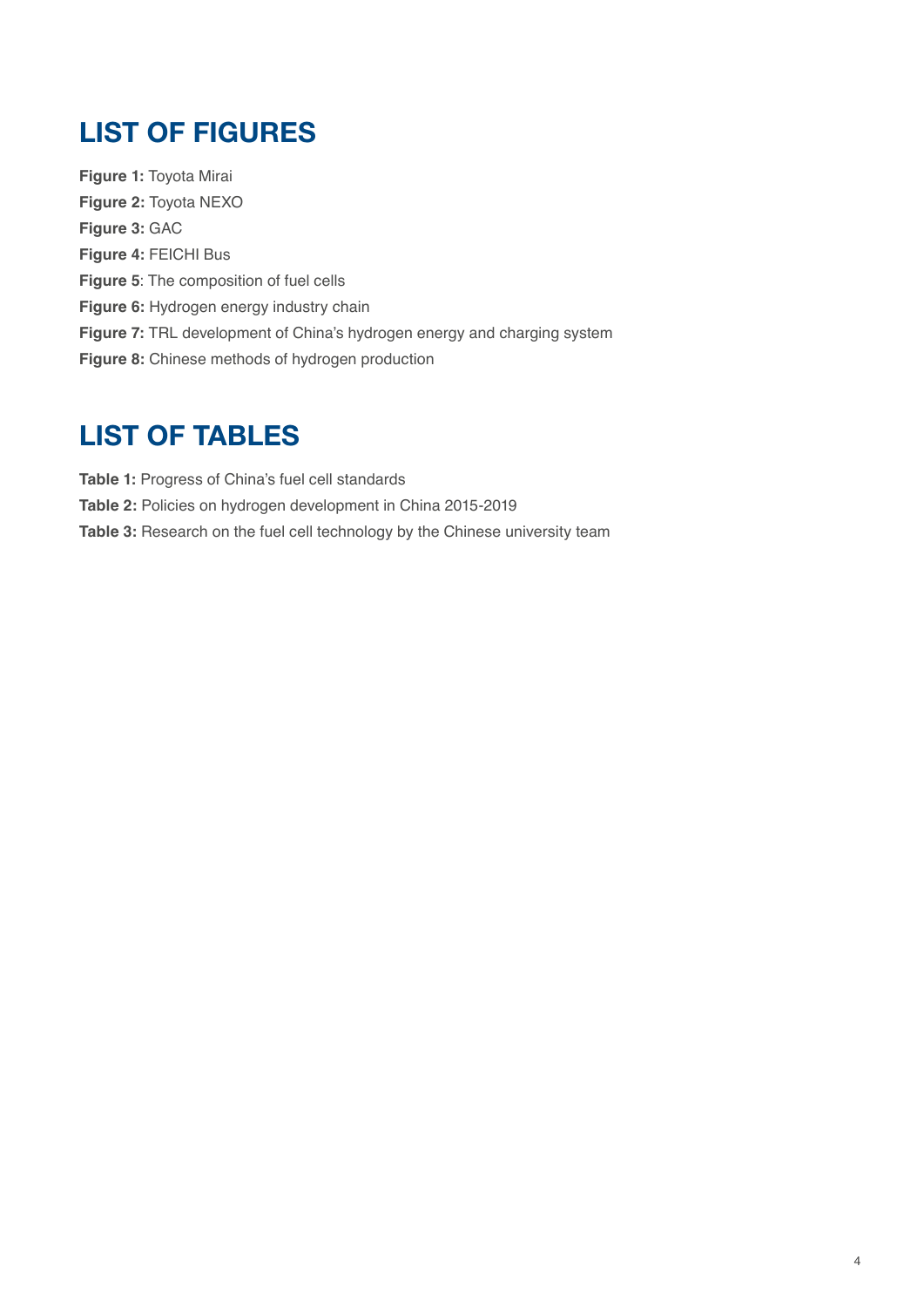## LIST OF FIGURES

**Figure 1:** Toyota Mirai
**Figure 2:** Toyota NEXO
**Figure 3:** GAC
**Figure 4:** FEICHI Bus
**Figure 5**: The composition of fuel cells
**Figure 6:** Hydrogen energy industry chain
**Figure 7:** TRL development of China’s hydrogen energy and charging system
**Figure 8:** Chinese methods of hydrogen production

## LIST OF TABLES

**Table 1:** Progress of China’s fuel cell standards
**Table 2:** Policies on hydrogen development in China 2015-2019
**Table 3:** Research on the fuel cell technology by the Chinese university team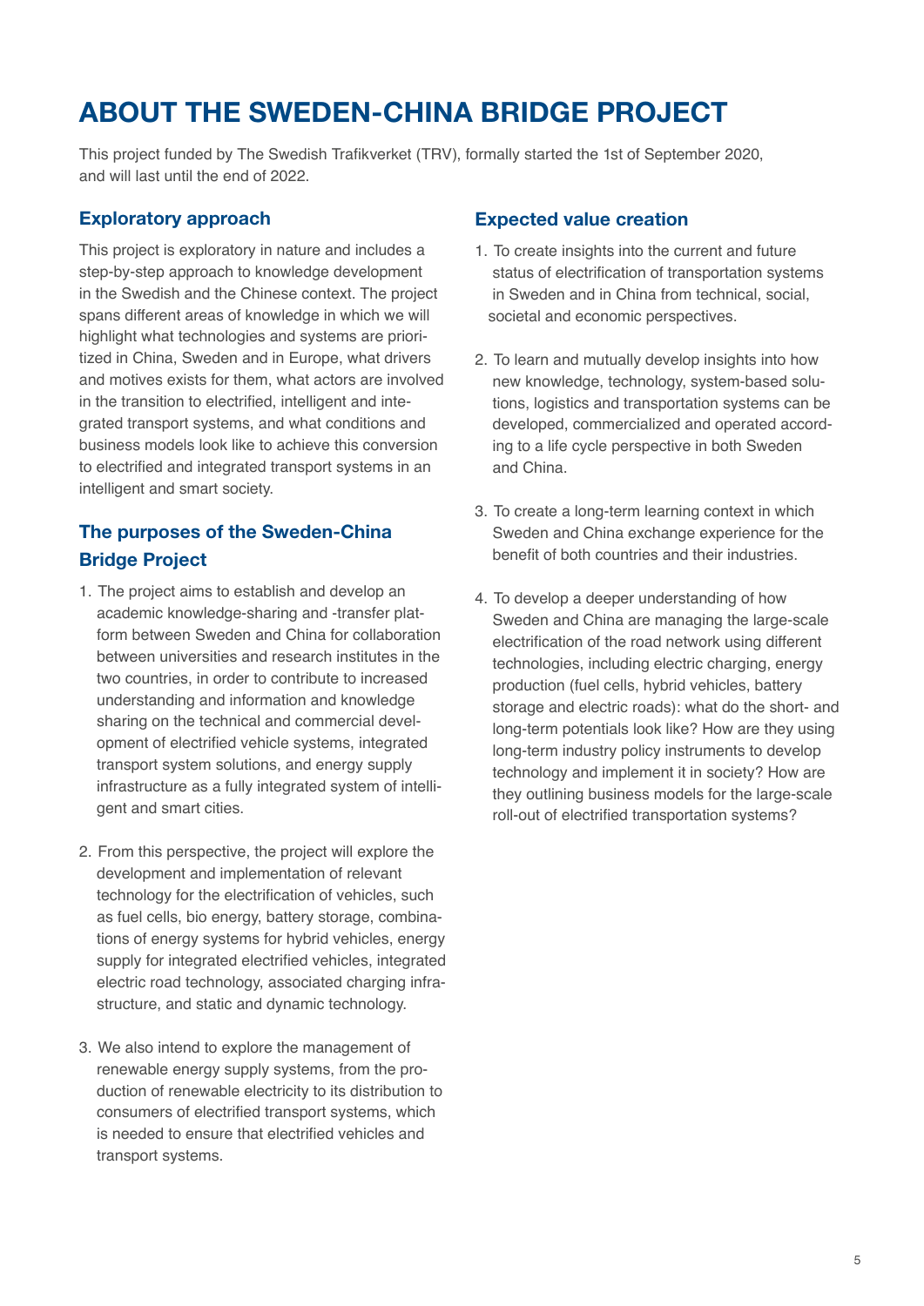# ABOUT THE SWEDEN-CHINA BRIDGE PROJECT

This project funded by The Swedish Trafikverket (TRV), formally started the 1st of September 2020, and will last until the end of 2022.

### Exploratory approach

This project is exploratory in nature and includes a step-by-step approach to knowledge development in the Swedish and the Chinese context. The project spans different areas of knowledge in which we will highlight what technologies and systems are prioritized in China, Sweden and in Europe, what drivers and motives exists for them, what actors are involved in the transition to electrified, intelligent and integrated transport systems, and what conditions and business models look like to achieve this conversion to electrified and integrated transport systems in an intelligent and smart society.

### The purposes of the Sweden-China Bridge Project

1. The project aims to establish and develop an academic knowledge-sharing and -transfer platform between Sweden and China for collaboration between universities and research institutes in the two countries, in order to contribute to increased understanding and information and knowledge sharing on the technical and commercial development of electrified vehicle systems, integrated transport system solutions, and energy supply infrastructure as a fully integrated system of intelligent and smart cities.

2. From this perspective, the project will explore the development and implementation of relevant technology for the electrification of vehicles, such as fuel cells, bio energy, battery storage, combinations of energy systems for hybrid vehicles, energy supply for integrated electrified vehicles, integrated electric road technology, associated charging infrastructure, and static and dynamic technology.

3. We also intend to explore the management of renewable energy supply systems, from the production of renewable electricity to its distribution to consumers of electrified transport systems, which is needed to ensure that electrified vehicles and transport systems.

### Expected value creation

1. To create insights into the current and future status of electrification of transportation systems in Sweden and in China from technical, social, societal and economic perspectives.

2. To learn and mutually develop insights into how new knowledge, technology, system-based solutions, logistics and transportation systems can be developed, commercialized and operated according to a life cycle perspective in both Sweden and China.

3. To create a long-term learning context in which Sweden and China exchange experience for the benefit of both countries and their industries.

4. To develop a deeper understanding of how Sweden and China are managing the large-scale electrification of the road network using different technologies, including electric charging, energy production (fuel cells, hybrid vehicles, battery storage and electric roads): what do the short- and long-term potentials look like? How are they using long-term industry policy instruments to develop technology and implement it in society? How are they outlining business models for the large-scale roll-out of electrified transportation systems?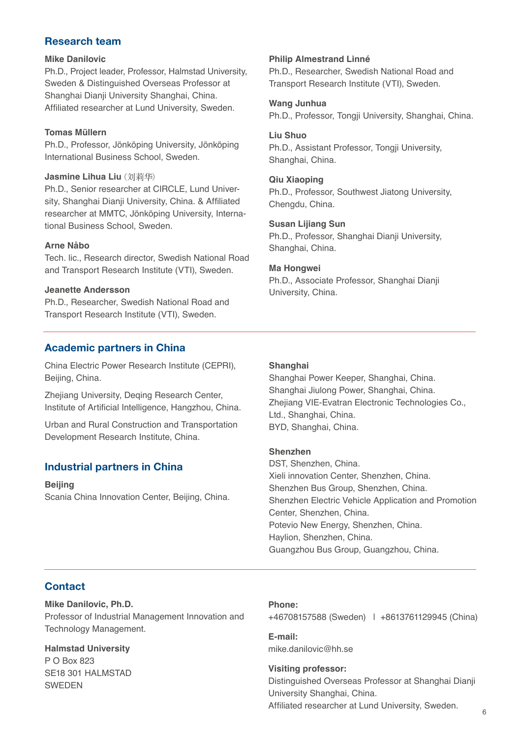## Research team

**Mike Danilovic**
Ph.D., Project leader, Professor, Halmstad University, Sweden & Distinguished Overseas Professor at Shanghai Dianji University Shanghai, China. Affiliated researcher at Lund University, Sweden.

**Tomas Müllern**
Ph.D., Professor, Jönköping University, Jönköping International Business School, Sweden.

**Jasmine Lihua Liu** (刘莉华)
Ph.D., Senior researcher at CIRCLE, Lund University, Shanghai Dianji University, China. & Affiliated researcher at MMTC, Jönköping University, International Business School, Sweden.

**Arne Nåbo**
Tech. lic., Research director, Swedish National Road and Transport Research Institute (VTI), Sweden.

**Jeanette Andersson**
Ph.D., Researcher, Swedish National Road and Transport Research Institute (VTI), Sweden.

**Philip Almestrand Linné**
Ph.D., Researcher, Swedish National Road and Transport Research Institute (VTI), Sweden.

**Wang Junhua**
Ph.D., Professor, Tongji University, Shanghai, China.

**Liu Shuo**
Ph.D., Assistant Professor, Tongji University, Shanghai, China.

**Qiu Xiaoping**
Ph.D., Professor, Southwest Jiatong University, Chengdu, China.

**Susan Lijiang Sun**
Ph.D., Professor, Shanghai Dianji University, Shanghai, China.

**Ma Hongwei**
Ph.D., Associate Professor, Shanghai Dianji University, China.

## Academic partners in China

China Electric Power Research Institute (CEPRI), Beijing, China.

Zhejiang University, Deqing Research Center, Institute of Artificial Intelligence, Hangzhou, China.

Urban and Rural Construction and Transportation Development Research Institute, China.

## Industrial partners in China

**Beijing**
Scania China Innovation Center, Beijing, China.

**Shanghai**
Shanghai Power Keeper, Shanghai, China.
Shanghai Jiulong Power, Shanghai, China.
Zhejiang VIE-Evatran Electronic Technologies Co., Ltd., Shanghai, China.
BYD, Shanghai, China.

**Shenzhen**
DST, Shenzhen, China.
Xieli innovation Center, Shenzhen, China.
Shenzhen Bus Group, Shenzhen, China.
Shenzhen Electric Vehicle Application and Promotion Center, Shenzhen, China.
Potevio New Energy, Shenzhen, China.
Haylion, Shenzhen, China.
Guangzhou Bus Group, Guangzhou, China.

## Contact

**Mike Danilovic, Ph.D.**
Professor of Industrial Management Innovation and Technology Management.

**Halmstad University**
P O Box 823
SE18 301 HALMSTAD
SWEDEN

**Phone:**
+46708157588 (Sweden) | +8613761129945 (China)

**E-mail:**
mike.danilovic@hh.se

**Visiting professor:**
Distinguished Overseas Professor at Shanghai Dianji University Shanghai, China.
Affiliated researcher at Lund University, Sweden.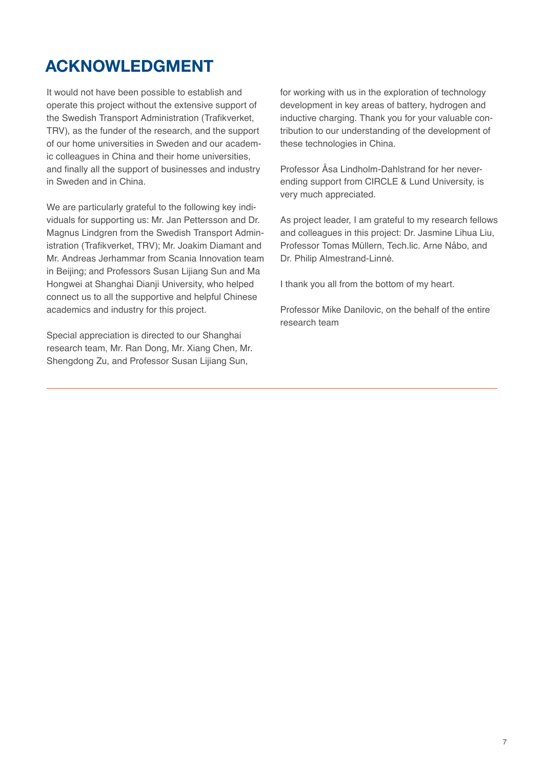# ACKNOWLEDGMENT

It would not have been possible to establish and operate this project without the extensive support of the Swedish Transport Administration (Trafikverket, TRV), as the funder of the research, and the support of our home universities in Sweden and our academic colleagues in China and their home universities, and finally all the support of businesses and industry in Sweden and in China.

We are particularly grateful to the following key individuals for supporting us: Mr. Jan Pettersson and Dr. Magnus Lindgren from the Swedish Transport Administration (Trafikverket, TRV); Mr. Joakim Diamant and Mr. Andreas Jerhammar from Scania Innovation team in Beijing; and Professors Susan Lijiang Sun and Ma Hongwei at Shanghai Dianji University, who helped connect us to all the supportive and helpful Chinese academics and industry for this project.

Special appreciation is directed to our Shanghai research team, Mr. Ran Dong, Mr. Xiang Chen, Mr. Shengdong Zu, and Professor Susan Lijiang Sun, for working with us in the exploration of technology development in key areas of battery, hydrogen and inductive charging. Thank you for your valuable contribution to our understanding of the development of these technologies in China.

Professor Åsa Lindholm-Dahlstrand for her never-ending support from CIRCLE & Lund University, is very much appreciated.

As project leader, I am grateful to my research fellows and colleagues in this project: Dr. Jasmine Lihua Liu, Professor Tomas Müllern, Tech.lic. Arne Nåbo, and Dr. Philip Almestrand-Linné.

I thank you all from the bottom of my heart.

Professor Mike Danilovic, on the behalf of the entire research team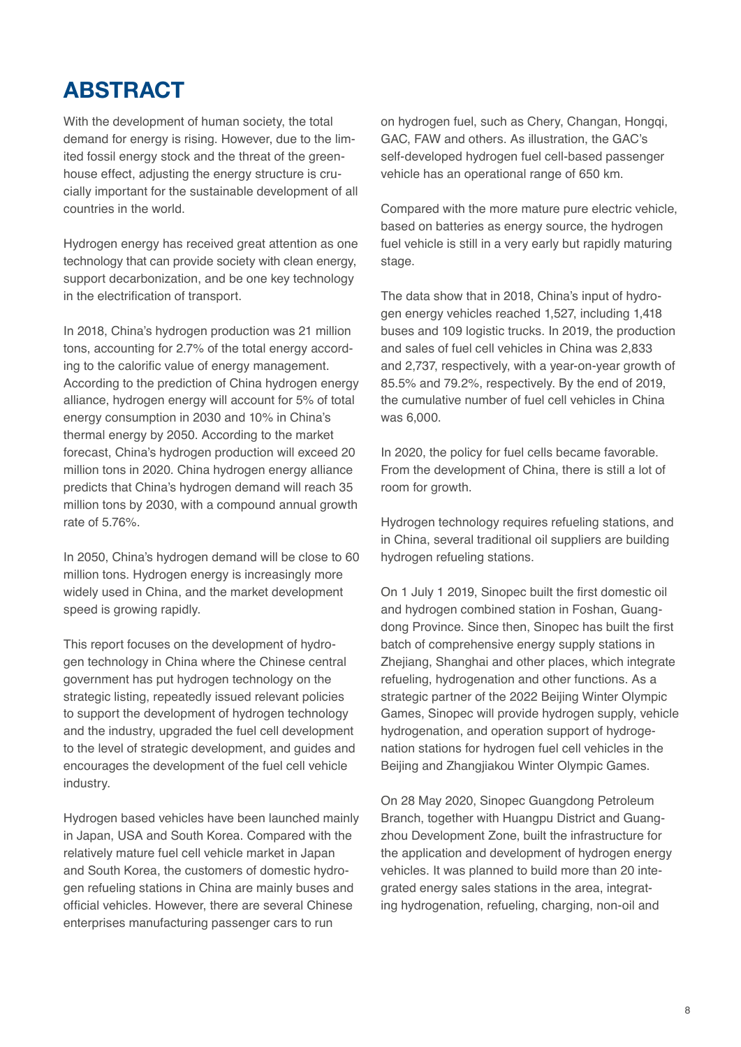# ABSTRACT

With the development of human society, the total demand for energy is rising. However, due to the limited fossil energy stock and the threat of the greenhouse effect, adjusting the energy structure is crucially important for the sustainable development of all countries in the world.

Hydrogen energy has received great attention as one technology that can provide society with clean energy, support decarbonization, and be one key technology in the electrification of transport.

In 2018, China's hydrogen production was 21 million tons, accounting for 2.7% of the total energy according to the calorific value of energy management. According to the prediction of China hydrogen energy alliance, hydrogen energy will account for 5% of total energy consumption in 2030 and 10% in China's thermal energy by 2050. According to the market forecast, China's hydrogen production will exceed 20 million tons in 2020. China hydrogen energy alliance predicts that China's hydrogen demand will reach 35 million tons by 2030, with a compound annual growth rate of 5.76%.

In 2050, China's hydrogen demand will be close to 60 million tons. Hydrogen energy is increasingly more widely used in China, and the market development speed is growing rapidly.

This report focuses on the development of hydrogen technology in China where the Chinese central government has put hydrogen technology on the strategic listing, repeatedly issued relevant policies to support the development of hydrogen technology and the industry, upgraded the fuel cell development to the level of strategic development, and guides and encourages the development of the fuel cell vehicle industry.

Hydrogen based vehicles have been launched mainly in Japan, USA and South Korea. Compared with the relatively mature fuel cell vehicle market in Japan and South Korea, the customers of domestic hydrogen refueling stations in China are mainly buses and official vehicles. However, there are several Chinese enterprises manufacturing passenger cars to run on hydrogen fuel, such as Chery, Changan, Hongqi, GAC, FAW and others. As illustration, the GAC's self-developed hydrogen fuel cell-based passenger vehicle has an operational range of 650 km.

Compared with the more mature pure electric vehicle, based on batteries as energy source, the hydrogen fuel vehicle is still in a very early but rapidly maturing stage.

The data show that in 2018, China's input of hydrogen energy vehicles reached 1,527, including 1,418 buses and 109 logistic trucks. In 2019, the production and sales of fuel cell vehicles in China was 2,833 and 2,737, respectively, with a year-on-year growth of 85.5% and 79.2%, respectively. By the end of 2019, the cumulative number of fuel cell vehicles in China was 6,000.

In 2020, the policy for fuel cells became favorable. From the development of China, there is still a lot of room for growth.

Hydrogen technology requires refueling stations, and in China, several traditional oil suppliers are building hydrogen refueling stations.

On 1 July 1 2019, Sinopec built the first domestic oil and hydrogen combined station in Foshan, Guangdong Province. Since then, Sinopec has built the first batch of comprehensive energy supply stations in Zhejiang, Shanghai and other places, which integrate refueling, hydrogenation and other functions. As a strategic partner of the 2022 Beijing Winter Olympic Games, Sinopec will provide hydrogen supply, vehicle hydrogenation, and operation support of hydrogenation stations for hydrogen fuel cell vehicles in the Beijing and Zhangjiakou Winter Olympic Games.

On 28 May 2020, Sinopec Guangdong Petroleum Branch, together with Huangpu District and Guangzhou Development Zone, built the infrastructure for the application and development of hydrogen energy vehicles. It was planned to build more than 20 integrated energy sales stations in the area, integrating hydrogenation, refueling, charging, non-oil and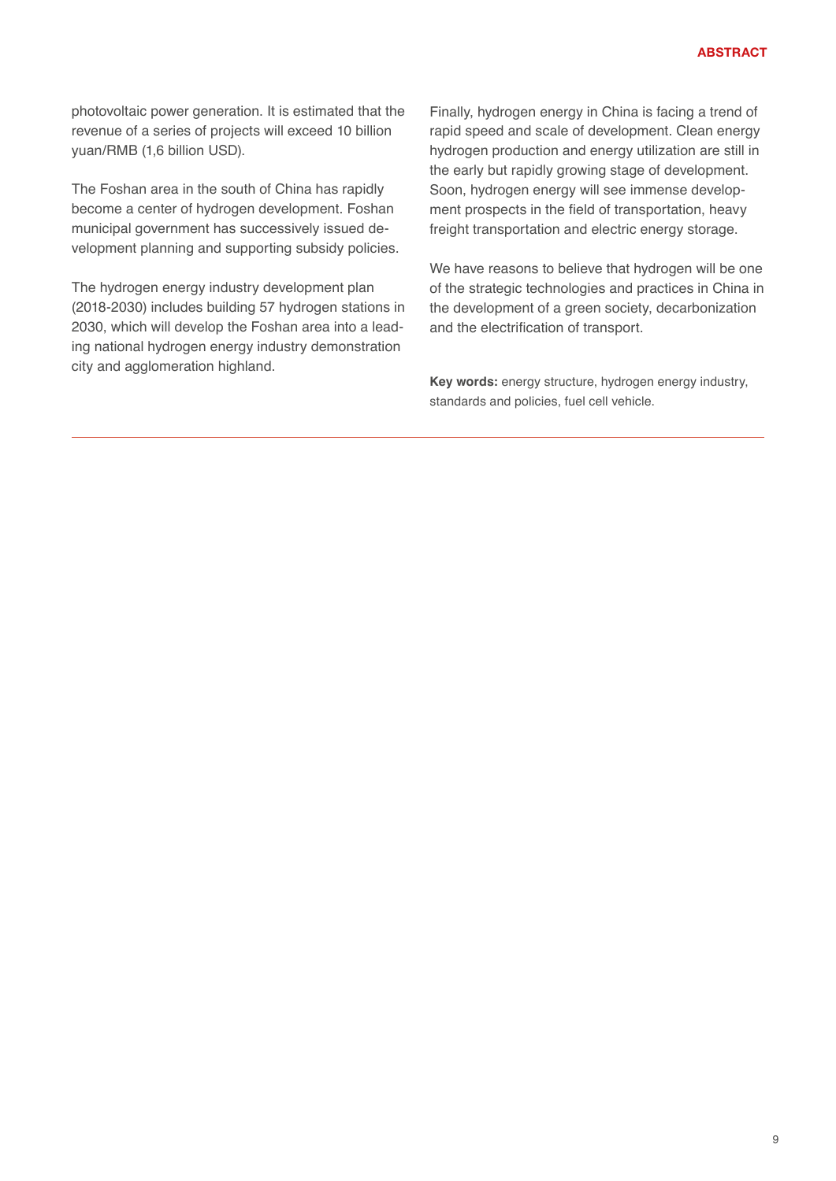photovoltaic power generation. It is estimated that the revenue of a series of projects will exceed 10 billion yuan/RMB (1,6 billion USD).

The Foshan area in the south of China has rapidly become a center of hydrogen development. Foshan municipal government has successively issued development planning and supporting subsidy policies.

The hydrogen energy industry development plan (2018-2030) includes building 57 hydrogen stations in 2030, which will develop the Foshan area into a leading national hydrogen energy industry demonstration city and agglomeration highland.

Finally, hydrogen energy in China is facing a trend of rapid speed and scale of development. Clean energy hydrogen production and energy utilization are still in the early but rapidly growing stage of development. Soon, hydrogen energy will see immense development prospects in the field of transportation, heavy freight transportation and electric energy storage.

We have reasons to believe that hydrogen will be one of the strategic technologies and practices in China in the development of a green society, decarbonization and the electrification of transport.

**Key words:** energy structure, hydrogen energy industry, standards and policies, fuel cell vehicle.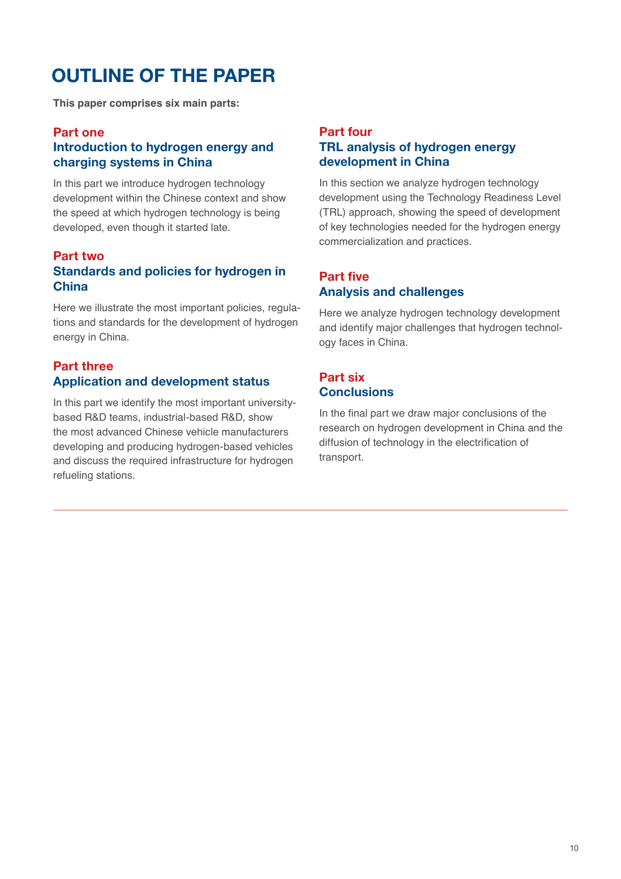# OUTLINE OF THE PAPER

**This paper comprises six main parts:**

### Part one
### Introduction to hydrogen energy and charging systems in China

In this part we introduce hydrogen technology development within the Chinese context and show the speed at which hydrogen technology is being developed, even though it started late.

### Part two
### Standards and policies for hydrogen in China

Here we illustrate the most important policies, regulations and standards for the development of hydrogen energy in China.

### Part three
### Application and development status

In this part we identify the most important university-based R&D teams, industrial-based R&D, show the most advanced Chinese vehicle manufacturers developing and producing hydrogen-based vehicles and discuss the required infrastructure for hydrogen refueling stations.

### Part four
### TRL analysis of hydrogen energy development in China

In this section we analyze hydrogen technology development using the Technology Readiness Level (TRL) approach, showing the speed of development of key technologies needed for the hydrogen energy commercialization and practices.

### Part five
### Analysis and challenges

Here we analyze hydrogen technology development and identify major challenges that hydrogen technology faces in China.

### Part six
### Conclusions

In the final part we draw major conclusions of the research on hydrogen development in China and the diffusion of technology in the electrification of transport.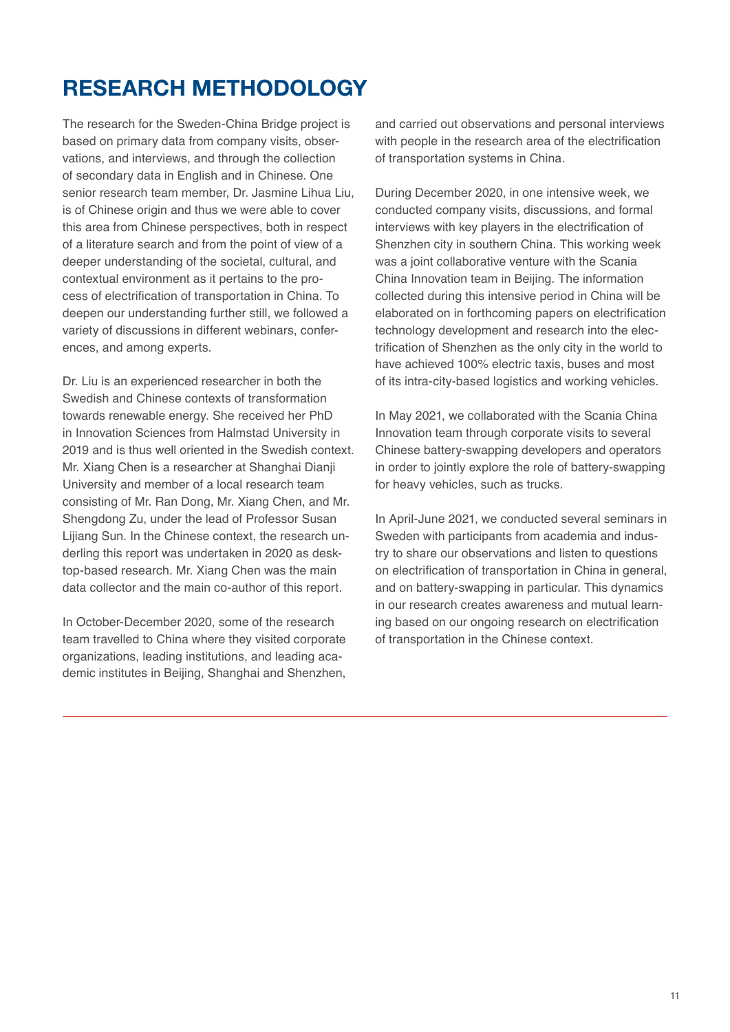# RESEARCH METHODOLOGY

The research for the Sweden-China Bridge project is based on primary data from company visits, observations, and interviews, and through the collection of secondary data in English and in Chinese. One senior research team member, Dr. Jasmine Lihua Liu, is of Chinese origin and thus we were able to cover this area from Chinese perspectives, both in respect of a literature search and from the point of view of a deeper understanding of the societal, cultural, and contextual environment as it pertains to the process of electrification of transportation in China. To deepen our understanding further still, we followed a variety of discussions in different webinars, conferences, and among experts.

Dr. Liu is an experienced researcher in both the Swedish and Chinese contexts of transformation towards renewable energy. She received her PhD in Innovation Sciences from Halmstad University in 2019 and is thus well oriented in the Swedish context. Mr. Xiang Chen is a researcher at Shanghai Dianji University and member of a local research team consisting of Mr. Ran Dong, Mr. Xiang Chen, and Mr. Shengdong Zu, under the lead of Professor Susan Lijiang Sun. In the Chinese context, the research underling this report was undertaken in 2020 as desktop-based research. Mr. Xiang Chen was the main data collector and the main co-author of this report.

In October-December 2020, some of the research team travelled to China where they visited corporate organizations, leading institutions, and leading academic institutes in Beijing, Shanghai and Shenzhen, and carried out observations and personal interviews with people in the research area of the electrification of transportation systems in China.

During December 2020, in one intensive week, we conducted company visits, discussions, and formal interviews with key players in the electrification of Shenzhen city in southern China. This working week was a joint collaborative venture with the Scania China Innovation team in Beijing. The information collected during this intensive period in China will be elaborated on in forthcoming papers on electrification technology development and research into the electrification of Shenzhen as the only city in the world to have achieved 100% electric taxis, buses and most of its intra-city-based logistics and working vehicles.

In May 2021, we collaborated with the Scania China Innovation team through corporate visits to several Chinese battery-swapping developers and operators in order to jointly explore the role of battery-swapping for heavy vehicles, such as trucks.

In April-June 2021, we conducted several seminars in Sweden with participants from academia and industry to share our observations and listen to questions on electrification of transportation in China in general, and on battery-swapping in particular. This dynamics in our research creates awareness and mutual learning based on our ongoing research on electrification of transportation in the Chinese context.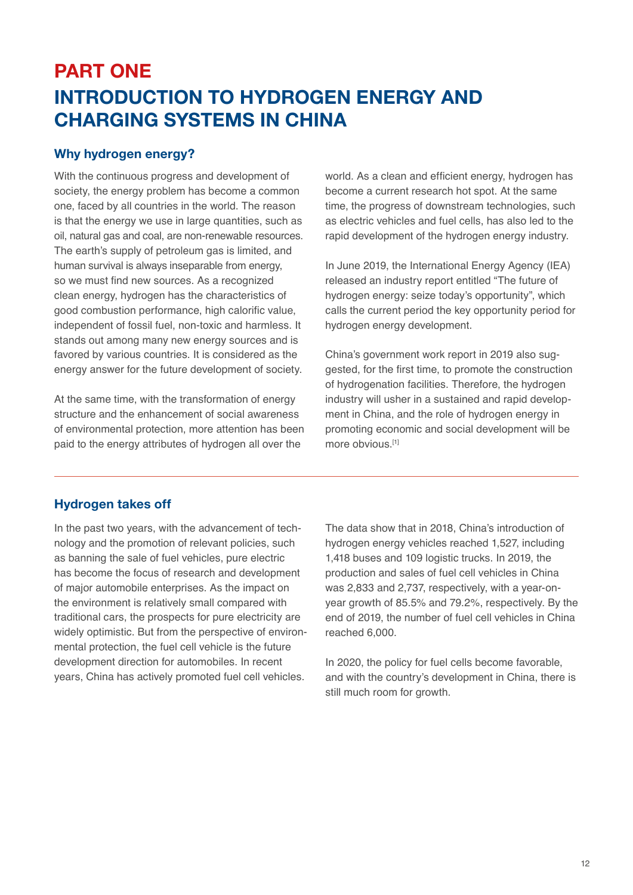# PART ONE

# INTRODUCTION TO HYDROGEN ENERGY AND CHARGING SYSTEMS IN CHINA

## Why hydrogen energy?

With the continuous progress and development of society, the energy problem has become a common one, faced by all countries in the world. The reason is that the energy we use in large quantities, such as oil, natural gas and coal, are non-renewable resources. The earth's supply of petroleum gas is limited, and human survival is always inseparable from energy, so we must find new sources. As a recognized clean energy, hydrogen has the characteristics of good combustion performance, high calorific value, independent of fossil fuel, non-toxic and harmless. It stands out among many new energy sources and is favored by various countries. It is considered as the energy answer for the future development of society.

At the same time, with the transformation of energy structure and the enhancement of social awareness of environmental protection, more attention has been paid to the energy attributes of hydrogen all over the world. As a clean and efficient energy, hydrogen has become a current research hot spot. At the same time, the progress of downstream technologies, such as electric vehicles and fuel cells, has also led to the rapid development of the hydrogen energy industry.

In June 2019, the International Energy Agency (IEA) released an industry report entitled "The future of hydrogen energy: seize today's opportunity", which calls the current period the key opportunity period for hydrogen energy development.

China's government work report in 2019 also suggested, for the first time, to promote the construction of hydrogenation facilities. Therefore, the hydrogen industry will usher in a sustained and rapid development in China, and the role of hydrogen energy in promoting economic and social development will be more obvious.[1]

## Hydrogen takes off

In the past two years, with the advancement of technology and the promotion of relevant policies, such as banning the sale of fuel vehicles, pure electric has become the focus of research and development of major automobile enterprises. As the impact on the environment is relatively small compared with traditional cars, the prospects for pure electricity are widely optimistic. But from the perspective of environmental protection, the fuel cell vehicle is the future development direction for automobiles. In recent years, China has actively promoted fuel cell vehicles.

The data show that in 2018, China's introduction of hydrogen energy vehicles reached 1,527, including 1,418 buses and 109 logistic trucks. In 2019, the production and sales of fuel cell vehicles in China was 2,833 and 2,737, respectively, with a year-on-year growth of 85.5% and 79.2%, respectively. By the end of 2019, the number of fuel cell vehicles in China reached 6,000.

In 2020, the policy for fuel cells become favorable, and with the country's development in China, there is still much room for growth.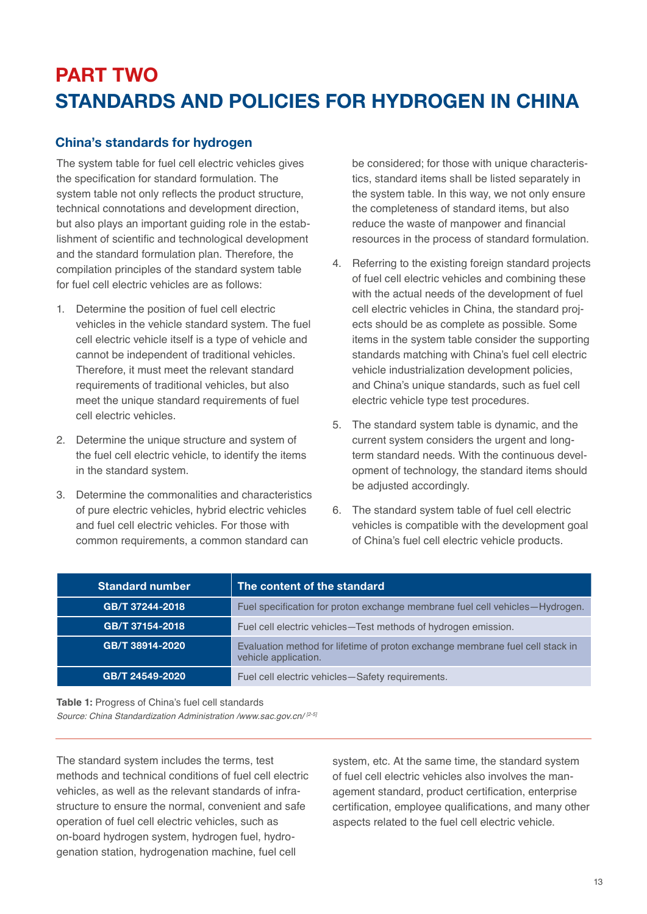# PART TWO
# STANDARDS AND POLICIES FOR HYDROGEN IN CHINA

## China's standards for hydrogen

The system table for fuel cell electric vehicles gives the specification for standard formulation. The system table not only reflects the product structure, technical connotations and development direction, but also plays an important guiding role in the establishment of scientific and technological development and the standard formulation plan. Therefore, the compilation principles of the standard system table for fuel cell electric vehicles are as follows:

1. Determine the position of fuel cell electric vehicles in the vehicle standard system. The fuel cell electric vehicle itself is a type of vehicle and cannot be independent of traditional vehicles. Therefore, it must meet the relevant standard requirements of traditional vehicles, but also meet the unique standard requirements of fuel cell electric vehicles.
2. Determine the unique structure and system of the fuel cell electric vehicle, to identify the items in the standard system.
3. Determine the commonalities and characteristics of pure electric vehicles, hybrid electric vehicles and fuel cell electric vehicles. For those with common requirements, a common standard can be considered; for those with unique characteristics, standard items shall be listed separately in the system table. In this way, we not only ensure the completeness of standard items, but also reduce the waste of manpower and financial resources in the process of standard formulation.
4. Referring to the existing foreign standard projects of fuel cell electric vehicles and combining these with the actual needs of the development of fuel cell electric vehicles in China, the standard projects should be as complete as possible. Some items in the system table consider the supporting standards matching with China's fuel cell electric vehicle industrialization development policies, and China's unique standards, such as fuel cell electric vehicle type test procedures.
5. The standard system table is dynamic, and the current system considers the urgent and long-term standard needs. With the continuous development of technology, the standard items should be adjusted accordingly.
6. The standard system table of fuel cell electric vehicles is compatible with the development goal of China's fuel cell electric vehicle products.

| Standard number | The content of the standard |
|---|---|
| GB/T 37244-2018 | Fuel specification for proton exchange membrane fuel cell vehicles—Hydrogen. |
| GB/T 37154-2018 | Fuel cell electric vehicles—Test methods of hydrogen emission. |
| GB/T 38914-2020 | Evaluation method for lifetime of proton exchange membrane fuel cell stack in vehicle application. |
| GB/T 24549-2020 | Fuel cell electric vehicles—Safety requirements. |

**Table 1:** Progress of China's fuel cell standards
*Source: China Standardization Administration /www.sac.gov.cn/ [2-5]*

The standard system includes the terms, test methods and technical conditions of fuel cell electric vehicles, as well as the relevant standards of infrastructure to ensure the normal, convenient and safe operation of fuel cell electric vehicles, such as on-board hydrogen system, hydrogen fuel, hydrogenation station, hydrogenation machine, fuel cell system, etc. At the same time, the standard system of fuel cell electric vehicles also involves the management standard, product certification, enterprise certification, employee qualifications, and many other aspects related to the fuel cell electric vehicle.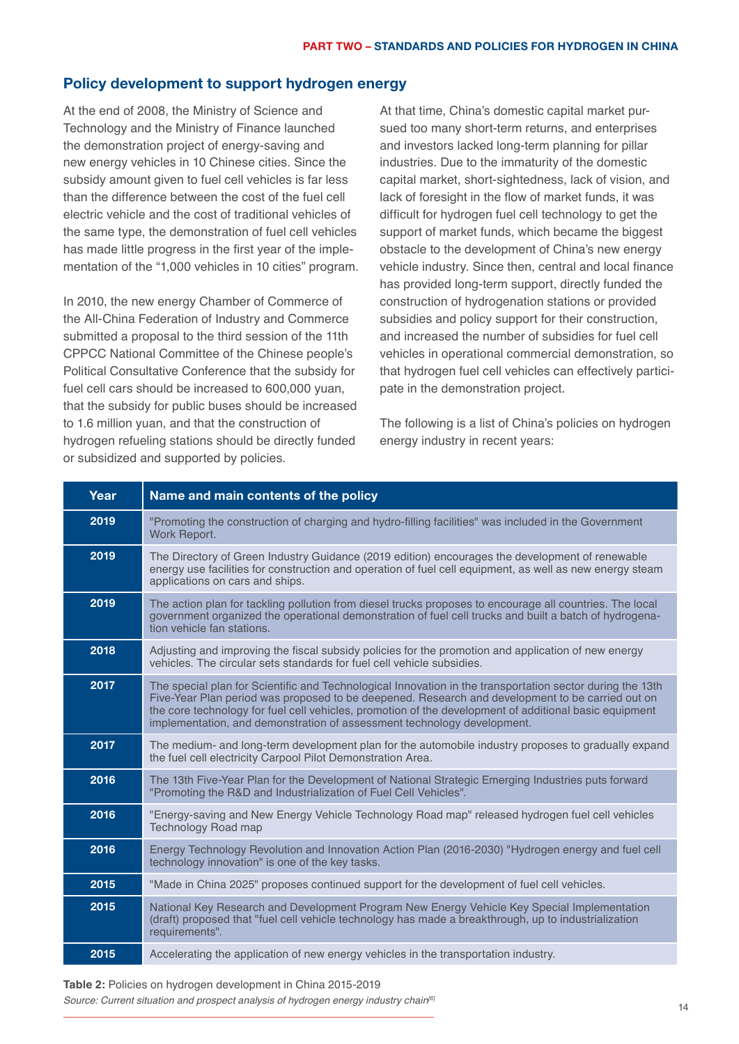## Policy development to support hydrogen energy

At the end of 2008, the Ministry of Science and Technology and the Ministry of Finance launched the demonstration project of energy-saving and new energy vehicles in 10 Chinese cities. Since the subsidy amount given to fuel cell vehicles is far less than the difference between the cost of the fuel cell electric vehicle and the cost of traditional vehicles of the same type, the demonstration of fuel cell vehicles has made little progress in the first year of the implementation of the "1,000 vehicles in 10 cities" program.

In 2010, the new energy Chamber of Commerce of the All-China Federation of Industry and Commerce submitted a proposal to the third session of the 11th CPPCC National Committee of the Chinese people's Political Consultative Conference that the subsidy for fuel cell cars should be increased to 600,000 yuan, that the subsidy for public buses should be increased to 1.6 million yuan, and that the construction of hydrogen refueling stations should be directly funded or subsidized and supported by policies.

At that time, China's domestic capital market pursued too many short-term returns, and enterprises and investors lacked long-term planning for pillar industries. Due to the immaturity of the domestic capital market, short-sightedness, lack of vision, and lack of foresight in the flow of market funds, it was difficult for hydrogen fuel cell technology to get the support of market funds, which became the biggest obstacle to the development of China's new energy vehicle industry. Since then, central and local finance has provided long-term support, directly funded the construction of hydrogenation stations or provided subsidies and policy support for their construction, and increased the number of subsidies for fuel cell vehicles in operational commercial demonstration, so that hydrogen fuel cell vehicles can effectively participate in the demonstration project.

The following is a list of China's policies on hydrogen energy industry in recent years:

| Year | Name and main contents of the policy |
|---|---|
| 2019 | "Promoting the construction of charging and hydro-filling facilities" was included in the Government Work Report. |
| 2019 | The Directory of Green Industry Guidance (2019 edition) encourages the development of renewable energy use facilities for construction and operation of fuel cell equipment, as well as new energy steam applications on cars and ships. |
| 2019 | The action plan for tackling pollution from diesel trucks proposes to encourage all countries. The local government organized the operational demonstration of fuel cell trucks and built a batch of hydrogenation vehicle fan stations. |
| 2018 | Adjusting and improving the fiscal subsidy policies for the promotion and application of new energy vehicles. The circular sets standards for fuel cell vehicle subsidies. |
| 2017 | The special plan for Scientific and Technological Innovation in the transportation sector during the 13th Five-Year Plan period was proposed to be deepened. Research and development to be carried out on the core technology for fuel cell vehicles, promotion of the development of additional basic equipment implementation, and demonstration of assessment technology development. |
| 2017 | The medium- and long-term development plan for the automobile industry proposes to gradually expand the fuel cell electricity Carpool Pilot Demonstration Area. |
| 2016 | The 13th Five-Year Plan for the Development of National Strategic Emerging Industries puts forward "Promoting the R&D and Industrialization of Fuel Cell Vehicles". |
| 2016 | "Energy-saving and New Energy Vehicle Technology Road map" released hydrogen fuel cell vehicles Technology Road map |
| 2016 | Energy Technology Revolution and Innovation Action Plan (2016-2030) "Hydrogen energy and fuel cell technology innovation" is one of the key tasks. |
| 2015 | "Made in China 2025" proposes continued support for the development of fuel cell vehicles. |
| 2015 | National Key Research and Development Program New Energy Vehicle Key Special Implementation (draft) proposed that "fuel cell vehicle technology has made a breakthrough, up to industrialization requirements". |
| 2015 | Accelerating the application of new energy vehicles in the transportation industry. |

**Table 2:** Policies on hydrogen development in China 2015-2019

*Source: Current situation and prospect analysis of hydrogen energy industry chain*[6]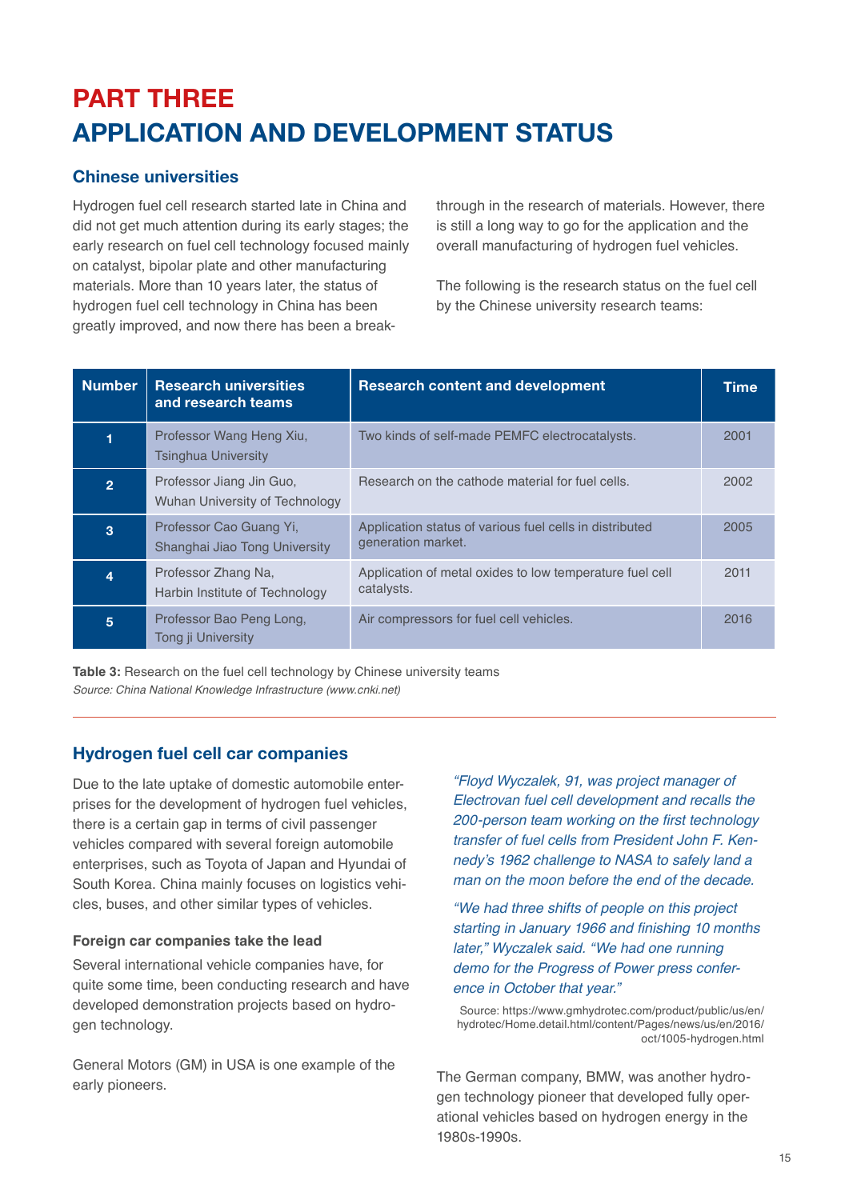# PART THREE
# APPLICATION AND DEVELOPMENT STATUS

## Chinese universities

Hydrogen fuel cell research started late in China and did not get much attention during its early stages; the early research on fuel cell technology focused mainly on catalyst, bipolar plate and other manufacturing materials. More than 10 years later, the status of hydrogen fuel cell technology in China has been greatly improved, and now there has been a break-through in the research of materials. However, there is still a long way to go for the application and the overall manufacturing of hydrogen fuel vehicles.

The following is the research status on the fuel cell by the Chinese university research teams:

| Number | Research universities and research teams | Research content and development | Time |
|---|---|---|---|
| 1 | Professor Wang Heng Xiu, Tsinghua University | Two kinds of self-made PEMFC electrocatalysts. | 2001 |
| 2 | Professor Jiang Jin Guo, Wuhan University of Technology | Research on the cathode material for fuel cells. | 2002 |
| 3 | Professor Cao Guang Yi, Shanghai Jiao Tong University | Application status of various fuel cells in distributed generation market. | 2005 |
| 4 | Professor Zhang Na, Harbin Institute of Technology | Application of metal oxides to low temperature fuel cell catalysts. | 2011 |
| 5 | Professor Bao Peng Long, Tong ji University | Air compressors for fuel cell vehicles. | 2016 |

**Table 3:** Research on the fuel cell technology by Chinese university teams
*Source: China National Knowledge Infrastructure (www.cnki.net)*

## Hydrogen fuel cell car companies

Due to the late uptake of domestic automobile enterprises for the development of hydrogen fuel vehicles, there is a certain gap in terms of civil passenger vehicles compared with several foreign automobile enterprises, such as Toyota of Japan and Hyundai of South Korea. China mainly focuses on logistics vehicles, buses, and other similar types of vehicles.

### Foreign car companies take the lead

Several international vehicle companies have, for quite some time, been conducting research and have developed demonstration projects based on hydrogen technology.

General Motors (GM) in USA is one example of the early pioneers.

*"Floyd Wyczalek, 91, was project manager of Electrovan fuel cell development and recalls the 200-person team working on the first technology transfer of fuel cells from President John F. Kennedy's 1962 challenge to NASA to safely land a man on the moon before the end of the decade.*

*"We had three shifts of people on this project starting in January 1966 and finishing 10 months later," Wyczalek said. "We had one running demo for the Progress of Power press conference in October that year."*

Source: https://www.gmhydrotec.com/product/public/us/en/hydrotec/Home.detail.html/content/Pages/news/us/en/2016/oct/1005-hydrogen.html

The German company, BMW, was another hydrogen technology pioneer that developed fully operational vehicles based on hydrogen energy in the 1980s-1990s.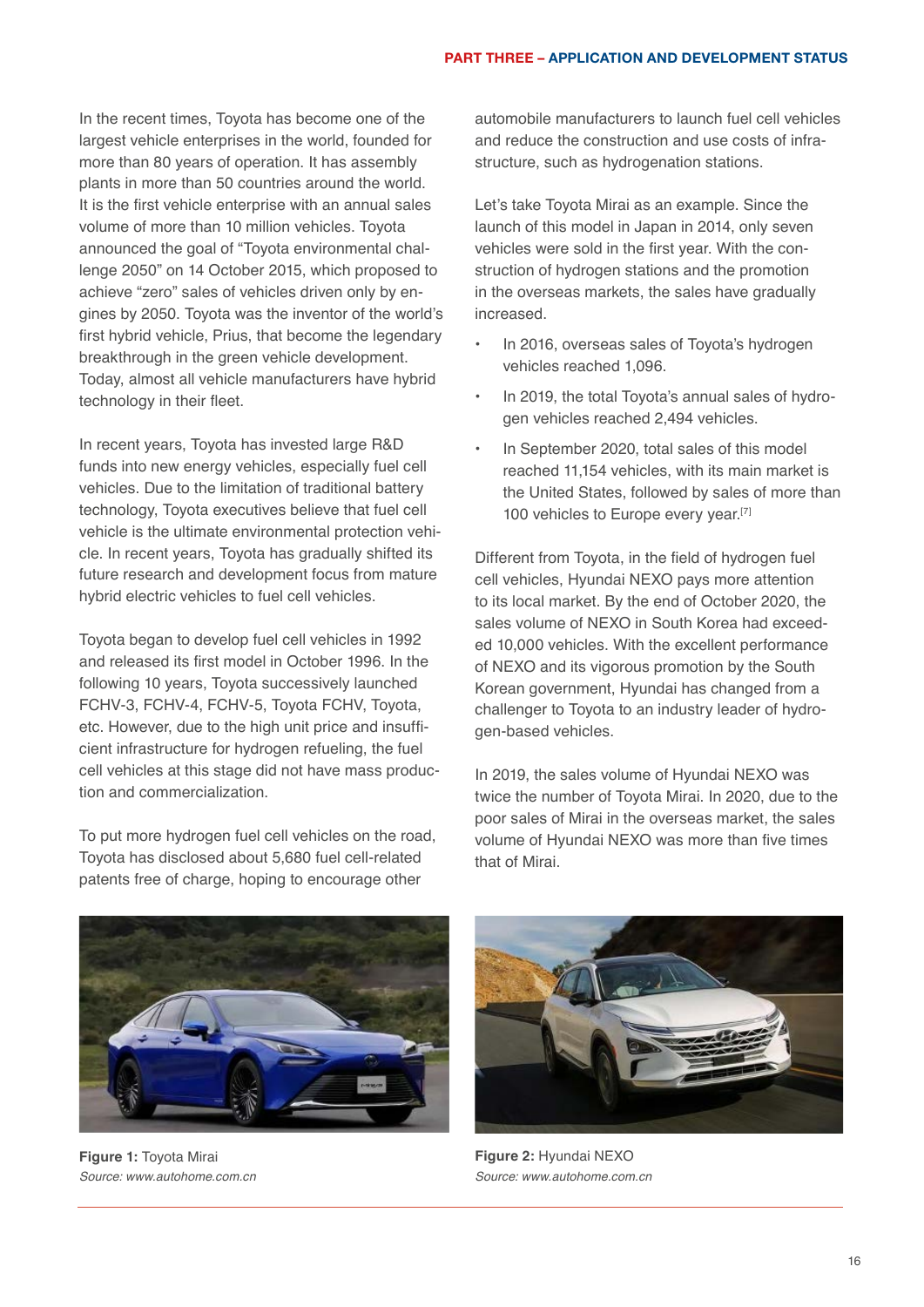In the recent times, Toyota has become one of the largest vehicle enterprises in the world, founded for more than 80 years of operation. It has assembly plants in more than 50 countries around the world. It is the first vehicle enterprise with an annual sales volume of more than 10 million vehicles. Toyota announced the goal of "Toyota environmental challenge 2050" on 14 October 2015, which proposed to achieve "zero" sales of vehicles driven only by engines by 2050. Toyota was the inventor of the world's first hybrid vehicle, Prius, that become the legendary breakthrough in the green vehicle development. Today, almost all vehicle manufacturers have hybrid technology in their fleet.

In recent years, Toyota has invested large R&D funds into new energy vehicles, especially fuel cell vehicles. Due to the limitation of traditional battery technology, Toyota executives believe that fuel cell vehicle is the ultimate environmental protection vehicle. In recent years, Toyota has gradually shifted its future research and development focus from mature hybrid electric vehicles to fuel cell vehicles.

Toyota began to develop fuel cell vehicles in 1992 and released its first model in October 1996. In the following 10 years, Toyota successively launched FCHV-3, FCHV-4, FCHV-5, Toyota FCHV, Toyota, etc. However, due to the high unit price and insufficient infrastructure for hydrogen refueling, the fuel cell vehicles at this stage did not have mass production and commercialization.

To put more hydrogen fuel cell vehicles on the road, Toyota has disclosed about 5,680 fuel cell-related patents free of charge, hoping to encourage other automobile manufacturers to launch fuel cell vehicles and reduce the construction and use costs of infrastructure, such as hydrogenation stations.

Let's take Toyota Mirai as an example. Since the launch of this model in Japan in 2014, only seven vehicles were sold in the first year. With the construction of hydrogen stations and the promotion in the overseas markets, the sales have gradually increased.

- In 2016, overseas sales of Toyota's hydrogen vehicles reached 1,096.
- In 2019, the total Toyota's annual sales of hydrogen vehicles reached 2,494 vehicles.
- In September 2020, total sales of this model reached 11,154 vehicles, with its main market is the United States, followed by sales of more than 100 vehicles to Europe every year.[7]

Different from Toyota, in the field of hydrogen fuel cell vehicles, Hyundai NEXO pays more attention to its local market. By the end of October 2020, the sales volume of NEXO in South Korea had exceeded 10,000 vehicles. With the excellent performance of NEXO and its vigorous promotion by the South Korean government, Hyundai has changed from a challenger to Toyota to an industry leader of hydrogen-based vehicles.

In 2019, the sales volume of Hyundai NEXO was twice the number of Toyota Mirai. In 2020, due to the poor sales of Mirai in the overseas market, the sales volume of Hyundai NEXO was more than five times that of Mirai.

**Figure 1:** Toyota Mirai
*Source: www.autohome.com.cn*

**Figure 2:** Hyundai NEXO
*Source: www.autohome.com.cn*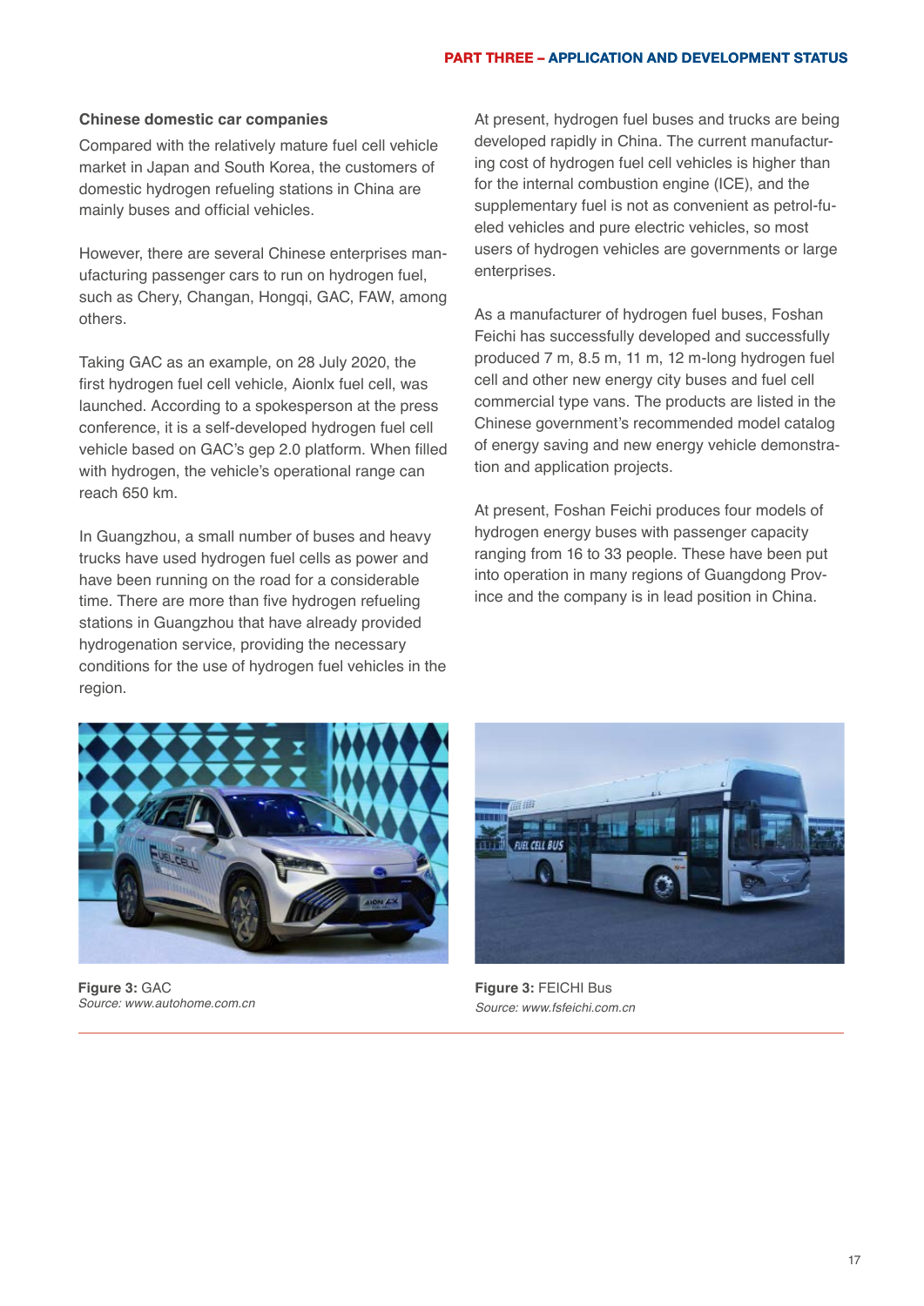### Chinese domestic car companies

Compared with the relatively mature fuel cell vehicle market in Japan and South Korea, the customers of domestic hydrogen refueling stations in China are mainly buses and official vehicles.

However, there are several Chinese enterprises manufacturing passenger cars to run on hydrogen fuel, such as Chery, Changan, Hongqi, GAC, FAW, among others.

Taking GAC as an example, on 28 July 2020, the first hydrogen fuel cell vehicle, Aionlx fuel cell, was launched. According to a spokesperson at the press conference, it is a self-developed hydrogen fuel cell vehicle based on GAC's gep 2.0 platform. When filled with hydrogen, the vehicle's operational range can reach 650 km.

In Guangzhou, a small number of buses and heavy trucks have used hydrogen fuel cells as power and have been running on the road for a considerable time. There are more than five hydrogen refueling stations in Guangzhou that have already provided hydrogenation service, providing the necessary conditions for the use of hydrogen fuel vehicles in the region.

At present, hydrogen fuel buses and trucks are being developed rapidly in China. The current manufacturing cost of hydrogen fuel cell vehicles is higher than for the internal combustion engine (ICE), and the supplementary fuel is not as convenient as petrol-fueled vehicles and pure electric vehicles, so most users of hydrogen vehicles are governments or large enterprises.

As a manufacturer of hydrogen fuel buses, Foshan Feichi has successfully developed and successfully produced 7 m, 8.5 m, 11 m, 12 m-long hydrogen fuel cell and other new energy city buses and fuel cell commercial type vans. The products are listed in the Chinese government's recommended model catalog of energy saving and new energy vehicle demonstration and application projects.

At present, Foshan Feichi produces four models of hydrogen energy buses with passenger capacity ranging from 16 to 33 people. These have been put into operation in many regions of Guangdong Province and the company is in lead position in China.

**Figure 3:** GAC
*Source: www.autohome.com.cn*

**Figure 3:** FEICHI Bus
*Source: www.fsfeichi.com.cn*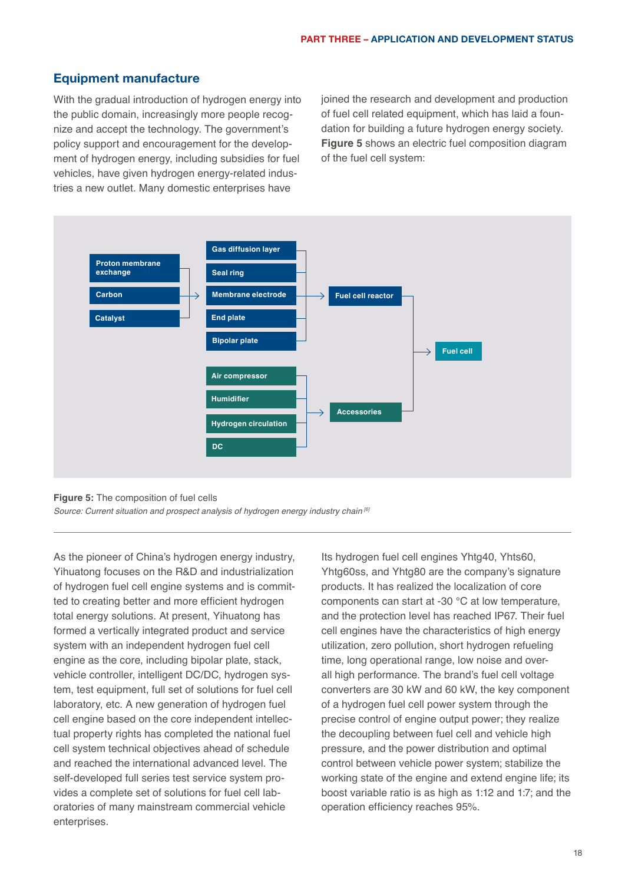## Equipment manufacture

With the gradual introduction of hydrogen energy into the public domain, increasingly more people recognize and accept the technology. The government's policy support and encouragement for the development of hydrogen energy, including subsidies for fuel vehicles, have given hydrogen energy-related industries a new outlet. Many domestic enterprises have joined the research and development and production of fuel cell related equipment, which has laid a foundation for building a future hydrogen energy society. **Figure 5** shows an electric fuel composition diagram of the fuel cell system:

- Proton membrane exchange, Carbon, Catalyst → Membrane electrode
- Gas diffusion layer, Seal ring, Membrane electrode, End plate, Bipolar plate → Fuel cell reactor
- Air compressor, Humidifier, Hydrogen circulation, DC → Accessories
- Fuel cell reactor, Accessories → Fuel cell

**Figure 5:** The composition of fuel cells
*Source: Current situation and prospect analysis of hydrogen energy industry chain* [6]

As the pioneer of China's hydrogen energy industry, Yihuatong focuses on the R&D and industrialization of hydrogen fuel cell engine systems and is committed to creating better and more efficient hydrogen total energy solutions. At present, Yihuatong has formed a vertically integrated product and service system with an independent hydrogen fuel cell engine as the core, including bipolar plate, stack, vehicle controller, intelligent DC/DC, hydrogen system, test equipment, full set of solutions for fuel cell laboratory, etc. A new generation of hydrogen fuel cell engine based on the core independent intellectual property rights has completed the national fuel cell system technical objectives ahead of schedule and reached the international advanced level. The self-developed full series test service system provides a complete set of solutions for fuel cell laboratories of many mainstream commercial vehicle enterprises.

Its hydrogen fuel cell engines Yhtg40, Yhts60, Yhtg60ss, and Yhtg80 are the company's signature products. It has realized the localization of core components can start at -30 °C at low temperature, and the protection level has reached IP67. Their fuel cell engines have the characteristics of high energy utilization, zero pollution, short hydrogen refueling time, long operational range, low noise and overall high performance. The brand's fuel cell voltage converters are 30 kW and 60 kW, the key component of a hydrogen fuel cell power system through the precise control of engine output power; they realize the decoupling between fuel cell and vehicle high pressure, and the power distribution and optimal control between vehicle power system; stabilize the working state of the engine and extend engine life; its boost variable ratio is as high as 1:12 and 1:7; and the operation efficiency reaches 95%.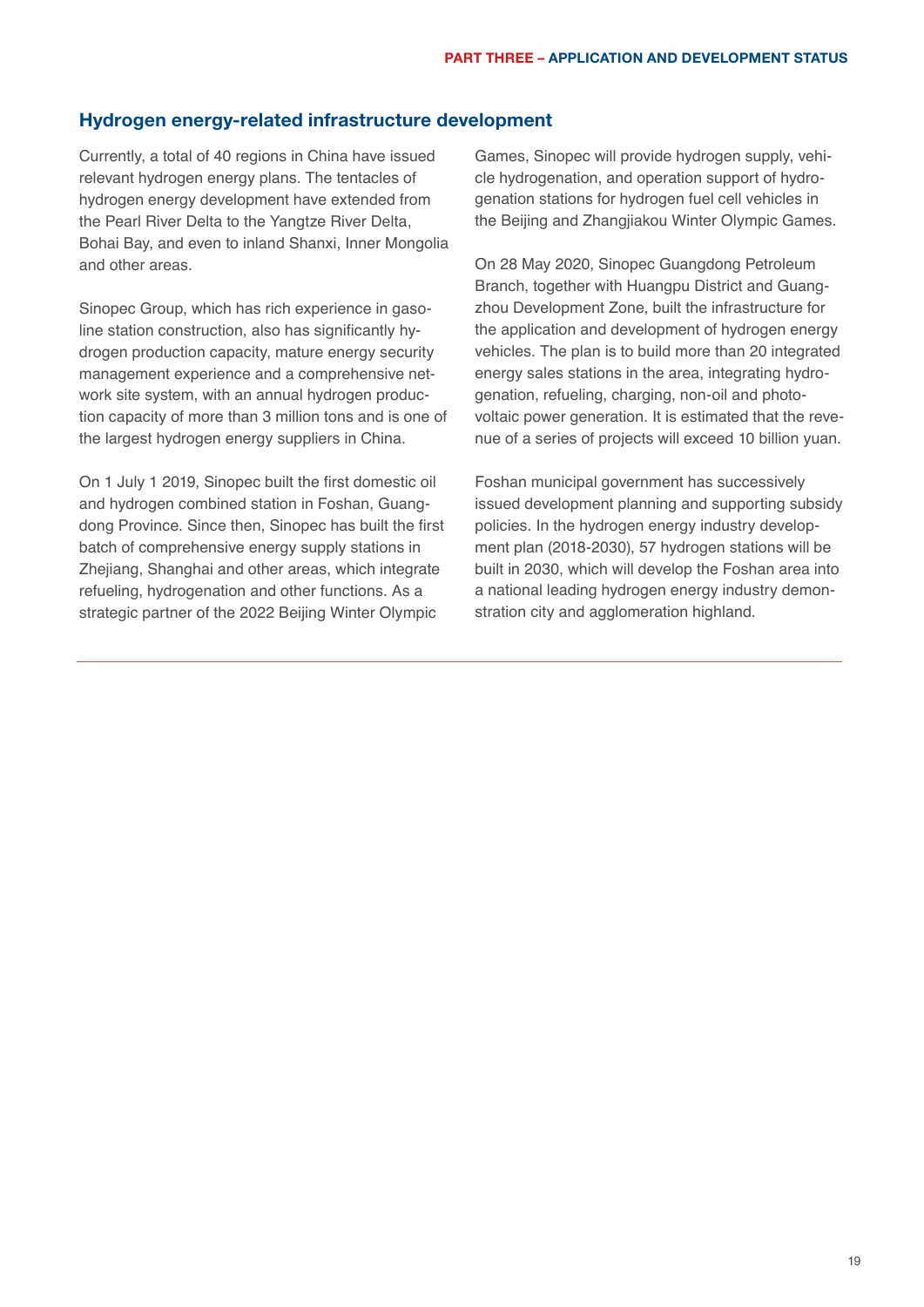## Hydrogen energy-related infrastructure development

Currently, a total of 40 regions in China have issued relevant hydrogen energy plans. The tentacles of hydrogen energy development have extended from the Pearl River Delta to the Yangtze River Delta, Bohai Bay, and even to inland Shanxi, Inner Mongolia and other areas.

Sinopec Group, which has rich experience in gasoline station construction, also has significantly hydrogen production capacity, mature energy security management experience and a comprehensive network site system, with an annual hydrogen production capacity of more than 3 million tons and is one of the largest hydrogen energy suppliers in China.

On 1 July 1 2019, Sinopec built the first domestic oil and hydrogen combined station in Foshan, Guangdong Province. Since then, Sinopec has built the first batch of comprehensive energy supply stations in Zhejiang, Shanghai and other areas, which integrate refueling, hydrogenation and other functions. As a strategic partner of the 2022 Beijing Winter Olympic Games, Sinopec will provide hydrogen supply, vehicle hydrogenation, and operation support of hydrogenation stations for hydrogen fuel cell vehicles in the Beijing and Zhangjiakou Winter Olympic Games.

On 28 May 2020, Sinopec Guangdong Petroleum Branch, together with Huangpu District and Guangzhou Development Zone, built the infrastructure for the application and development of hydrogen energy vehicles. The plan is to build more than 20 integrated energy sales stations in the area, integrating hydrogenation, refueling, charging, non-oil and photovoltaic power generation. It is estimated that the revenue of a series of projects will exceed 10 billion yuan.

Foshan municipal government has successively issued development planning and supporting subsidy policies. In the hydrogen energy industry development plan (2018-2030), 57 hydrogen stations will be built in 2030, which will develop the Foshan area into a national leading hydrogen energy industry demonstration city and agglomeration highland.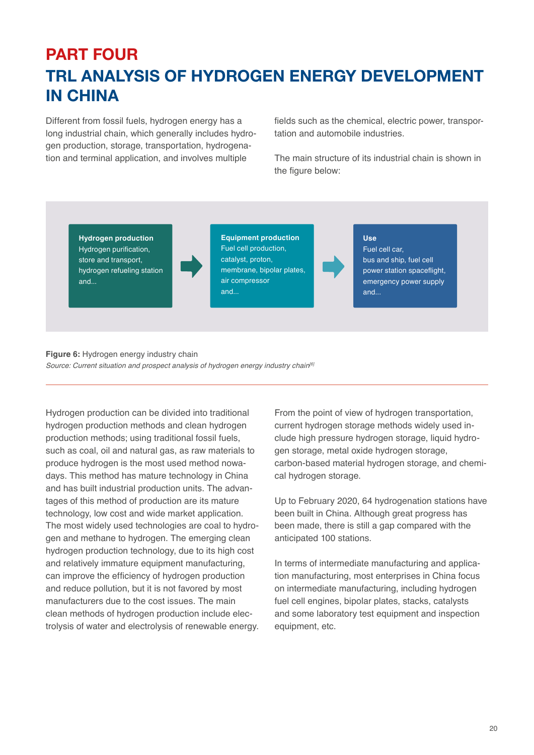# PART FOUR
# TRL ANALYSIS OF HYDROGEN ENERGY DEVELOPMENT IN CHINA

Different from fossil fuels, hydrogen energy has a long industrial chain, which generally includes hydrogen production, storage, transportation, hydrogenation and terminal application, and involves multiple fields such as the chemical, electric power, transportation and automobile industries.

The main structure of its industrial chain is shown in the figure below:

**Hydrogen production**
Hydrogen purification, store and transport, hydrogen refueling station and...

→

**Equipment production**
Fuel cell production, catalyst, proton, membrane, bipolar plates, air compressor and...

→

**Use**
Fuel cell car, bus and ship, fuel cell power station spaceflight, emergency power supply and...

**Figure 6:** Hydrogen energy industry chain
*Source: Current situation and prospect analysis of hydrogen energy industry chain*[6]

Hydrogen production can be divided into traditional hydrogen production methods and clean hydrogen production methods; using traditional fossil fuels, such as coal, oil and natural gas, as raw materials to produce hydrogen is the most used method nowadays. This method has mature technology in China and has built industrial production units. The advantages of this method of production are its mature technology, low cost and wide market application. The most widely used technologies are coal to hydrogen and methane to hydrogen. The emerging clean hydrogen production technology, due to its high cost and relatively immature equipment manufacturing, can improve the efficiency of hydrogen production and reduce pollution, but it is not favored by most manufacturers due to the cost issues. The main clean methods of hydrogen production include electrolysis of water and electrolysis of renewable energy.

From the point of view of hydrogen transportation, current hydrogen storage methods widely used include high pressure hydrogen storage, liquid hydrogen storage, metal oxide hydrogen storage, carbon-based material hydrogen storage, and chemical hydrogen storage.

Up to February 2020, 64 hydrogenation stations have been built in China. Although great progress has been made, there is still a gap compared with the anticipated 100 stations.

In terms of intermediate manufacturing and application manufacturing, most enterprises in China focus on intermediate manufacturing, including hydrogen fuel cell engines, bipolar plates, stacks, catalysts and some laboratory test equipment and inspection equipment, etc.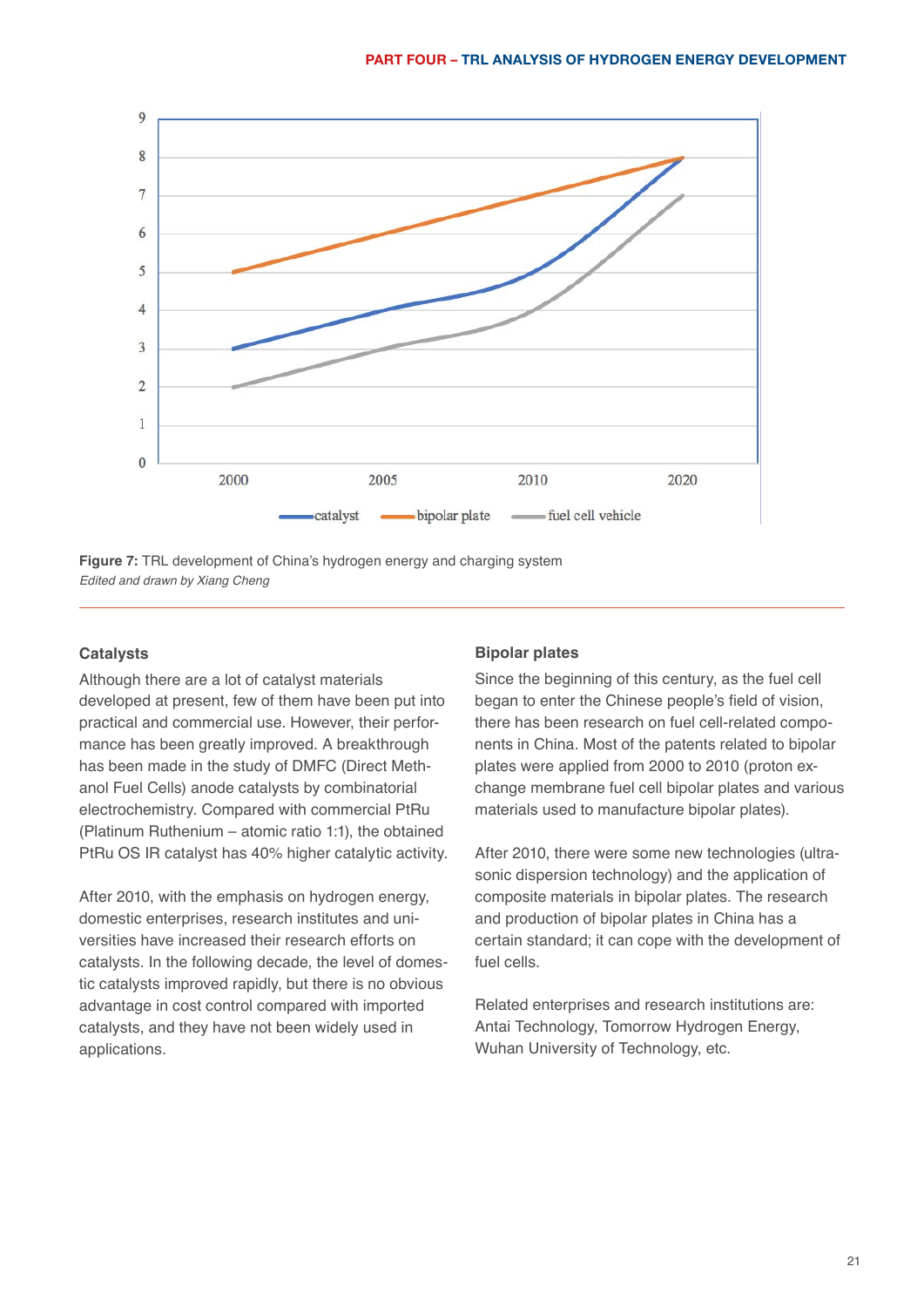**Figure 7:** TRL development of China's hydrogen energy and charging system
*Edited and drawn by Xiang Cheng*

### Catalysts

Although there are a lot of catalyst materials developed at present, few of them have been put into practical and commercial use. However, their performance has been greatly improved. A breakthrough has been made in the study of DMFC (Direct Methanol Fuel Cells) anode catalysts by combinatorial electrochemistry. Compared with commercial PtRu (Platinum Ruthenium – atomic ratio 1:1), the obtained PtRu OS IR catalyst has 40% higher catalytic activity.

After 2010, with the emphasis on hydrogen energy, domestic enterprises, research institutes and universities have increased their research efforts on catalysts. In the following decade, the level of domestic catalysts improved rapidly, but there is no obvious advantage in cost control compared with imported catalysts, and they have not been widely used in applications.

### Bipolar plates

Since the beginning of this century, as the fuel cell began to enter the Chinese people's field of vision, there has been research on fuel cell-related components in China. Most of the patents related to bipolar plates were applied from 2000 to 2010 (proton exchange membrane fuel cell bipolar plates and various materials used to manufacture bipolar plates).

After 2010, there were some new technologies (ultrasonic dispersion technology) and the application of composite materials in bipolar plates. The research and production of bipolar plates in China has a certain standard; it can cope with the development of fuel cells.

Related enterprises and research institutions are: Antai Technology, Tomorrow Hydrogen Energy, Wuhan University of Technology, etc.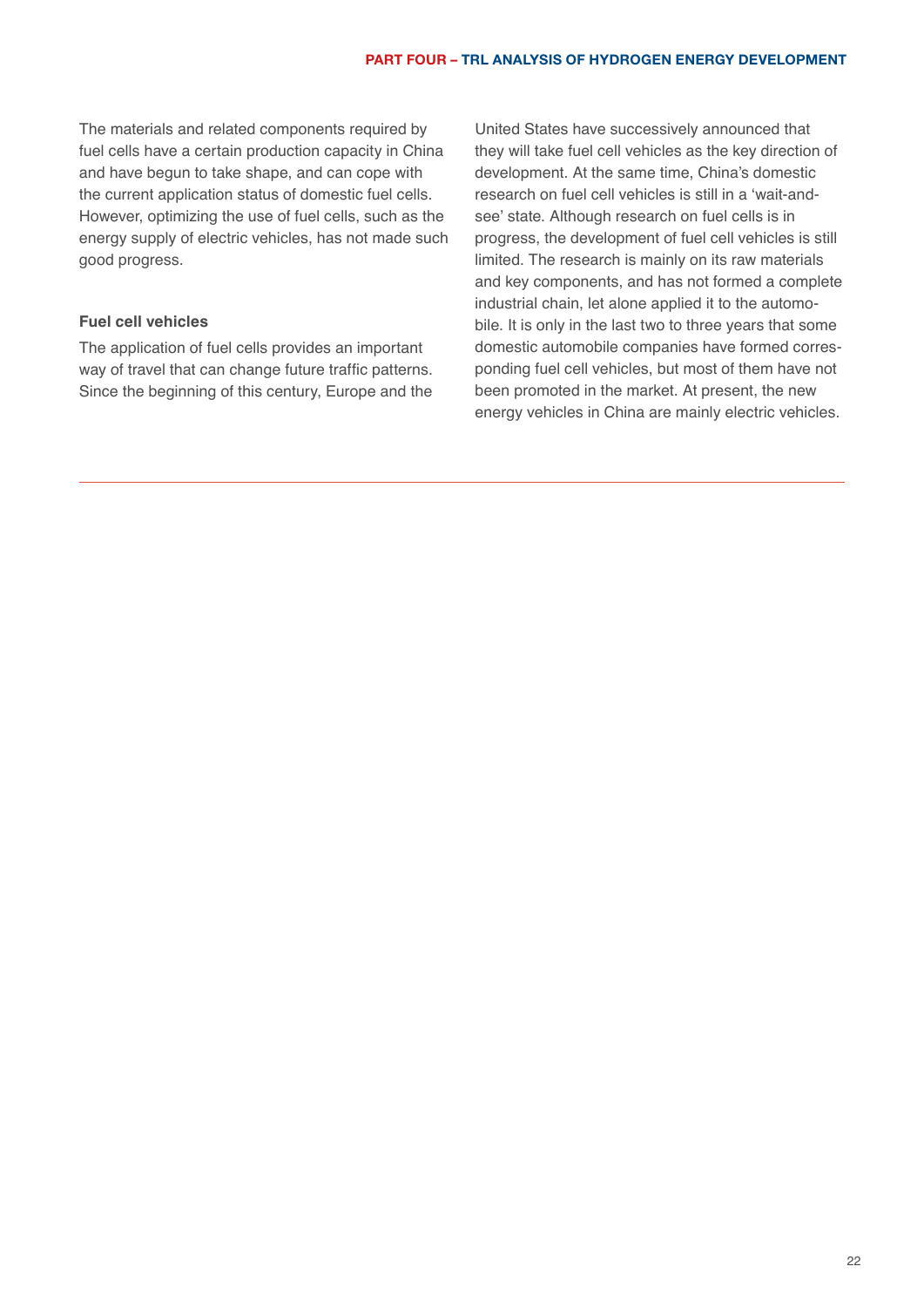The materials and related components required by fuel cells have a certain production capacity in China and have begun to take shape, and can cope with the current application status of domestic fuel cells. However, optimizing the use of fuel cells, such as the energy supply of electric vehicles, has not made such good progress.

**Fuel cell vehicles**

The application of fuel cells provides an important way of travel that can change future traffic patterns. Since the beginning of this century, Europe and the United States have successively announced that they will take fuel cell vehicles as the key direction of development. At the same time, China's domestic research on fuel cell vehicles is still in a 'wait-and-see' state. Although research on fuel cells is in progress, the development of fuel cell vehicles is still limited. The research is mainly on its raw materials and key components, and has not formed a complete industrial chain, let alone applied it to the automobile. It is only in the last two to three years that some domestic automobile companies have formed corresponding fuel cell vehicles, but most of them have not been promoted in the market. At present, the new energy vehicles in China are mainly electric vehicles.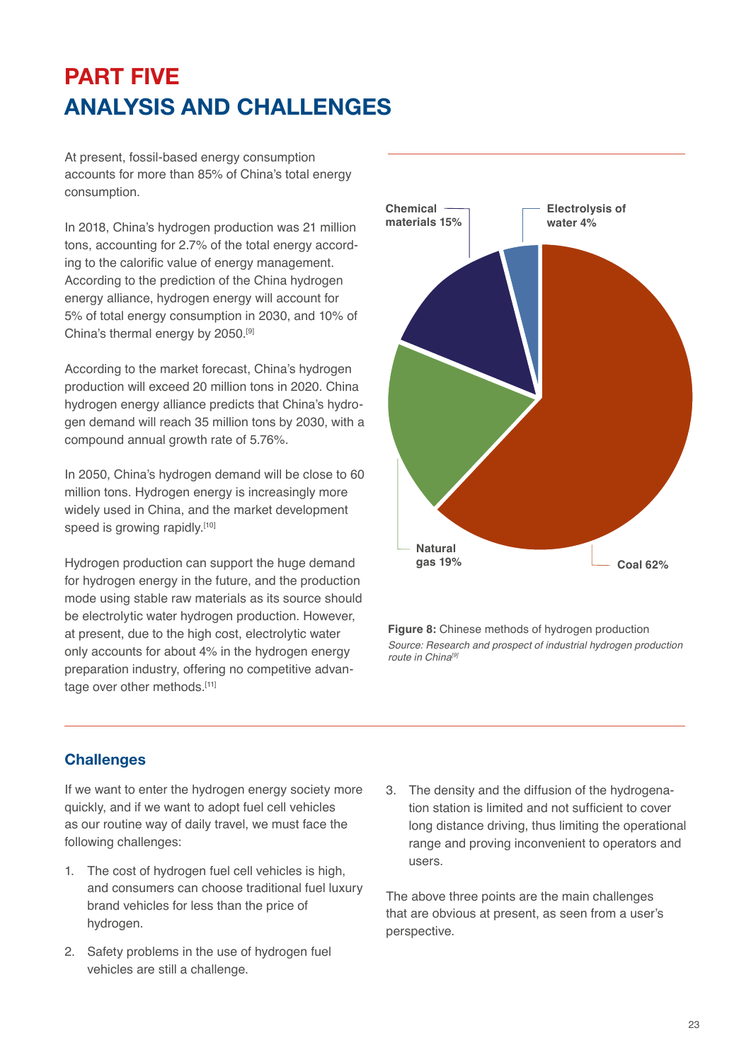# PART FIVE
# ANALYSIS AND CHALLENGES

At present, fossil-based energy consumption accounts for more than 85% of China's total energy consumption.

In 2018, China's hydrogen production was 21 million tons, accounting for 2.7% of the total energy according to the calorific value of energy management. According to the prediction of the China hydrogen energy alliance, hydrogen energy will account for 5% of total energy consumption in 2030, and 10% of China's thermal energy by 2050.[9]

According to the market forecast, China's hydrogen production will exceed 20 million tons in 2020. China hydrogen energy alliance predicts that China's hydrogen demand will reach 35 million tons by 2030, with a compound annual growth rate of 5.76%.

In 2050, China's hydrogen demand will be close to 60 million tons. Hydrogen energy is increasingly more widely used in China, and the market development speed is growing rapidly.[10]

Hydrogen production can support the huge demand for hydrogen energy in the future, and the production mode using stable raw materials as its source should be electrolytic water hydrogen production. However, at present, due to the high cost, electrolytic water only accounts for about 4% in the hydrogen energy preparation industry, offering no competitive advantage over other methods.[11]

Chemical materials 15%

Electrolysis of water 4%

Natural gas 19%

Coal 62%

**Figure 8:** Chinese methods of hydrogen production
*Source: Research and prospect of industrial hydrogen production route in China*[9]

## Challenges

If we want to enter the hydrogen energy society more quickly, and if we want to adopt fuel cell vehicles as our routine way of daily travel, we must face the following challenges:

1. The cost of hydrogen fuel cell vehicles is high, and consumers can choose traditional fuel luxury brand vehicles for less than the price of hydrogen.
2. Safety problems in the use of hydrogen fuel vehicles are still a challenge.
3. The density and the diffusion of the hydrogenation station is limited and not sufficient to cover long distance driving, thus limiting the operational range and proving inconvenient to operators and users.

The above three points are the main challenges that are obvious at present, as seen from a user's perspective.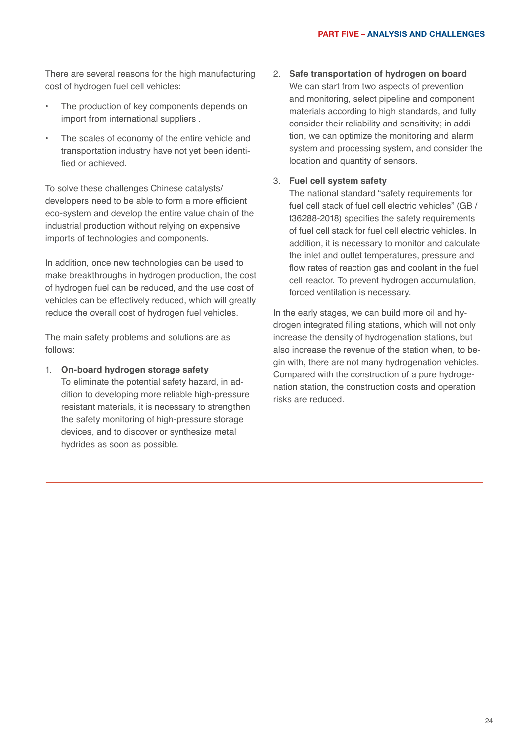There are several reasons for the high manufacturing cost of hydrogen fuel cell vehicles:

- The production of key components depends on import from international suppliers .
- The scales of economy of the entire vehicle and transportation industry have not yet been identified or achieved.

To solve these challenges Chinese catalysts/developers need to be able to form a more efficient eco-system and develop the entire value chain of the industrial production without relying on expensive imports of technologies and components.

In addition, once new technologies can be used to make breakthroughs in hydrogen production, the cost of hydrogen fuel can be reduced, and the use cost of vehicles can be effectively reduced, which will greatly reduce the overall cost of hydrogen fuel vehicles.

The main safety problems and solutions are as follows:

1. **On-board hydrogen storage safety**
   To eliminate the potential safety hazard, in addition to developing more reliable high-pressure resistant materials, it is necessary to strengthen the safety monitoring of high-pressure storage devices, and to discover or synthesize metal hydrides as soon as possible.

2. **Safe transportation of hydrogen on board**
   We can start from two aspects of prevention and monitoring, select pipeline and component materials according to high standards, and fully consider their reliability and sensitivity; in addition, we can optimize the monitoring and alarm system and processing system, and consider the location and quantity of sensors.

3. **Fuel cell system safety**
   The national standard "safety requirements for fuel cell stack of fuel cell electric vehicles" (GB / t36288-2018) specifies the safety requirements of fuel cell stack for fuel cell electric vehicles. In addition, it is necessary to monitor and calculate the inlet and outlet temperatures, pressure and flow rates of reaction gas and coolant in the fuel cell reactor. To prevent hydrogen accumulation, forced ventilation is necessary.

In the early stages, we can build more oil and hydrogen integrated filling stations, which will not only increase the density of hydrogenation stations, but also increase the revenue of the station when, to begin with, there are not many hydrogenation vehicles. Compared with the construction of a pure hydrogenation station, the construction costs and operation risks are reduced.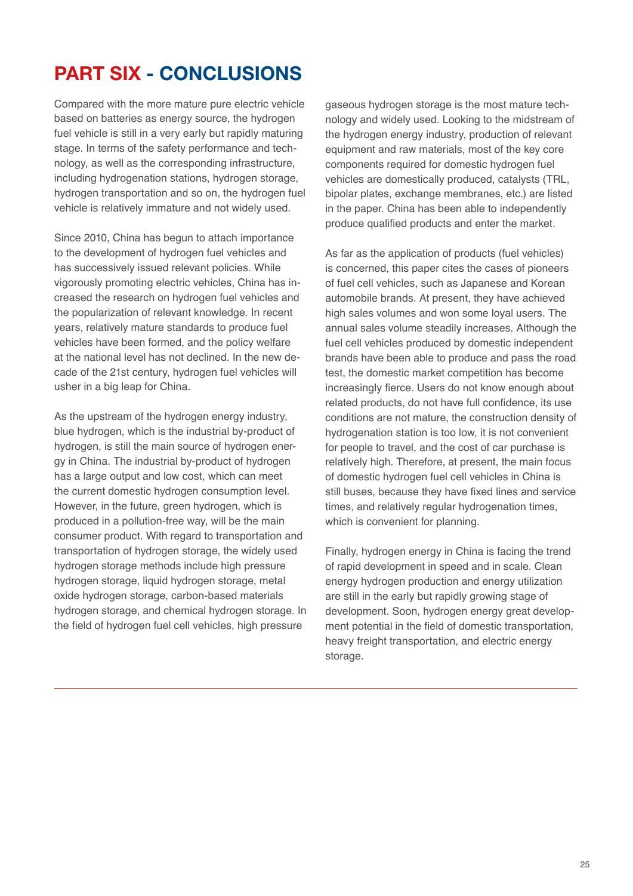# PART SIX - CONCLUSIONS

Compared with the more mature pure electric vehicle based on batteries as energy source, the hydrogen fuel vehicle is still in a very early but rapidly maturing stage. In terms of the safety performance and technology, as well as the corresponding infrastructure, including hydrogenation stations, hydrogen storage, hydrogen transportation and so on, the hydrogen fuel vehicle is relatively immature and not widely used.

Since 2010, China has begun to attach importance to the development of hydrogen fuel vehicles and has successively issued relevant policies. While vigorously promoting electric vehicles, China has increased the research on hydrogen fuel vehicles and the popularization of relevant knowledge. In recent years, relatively mature standards to produce fuel vehicles have been formed, and the policy welfare at the national level has not declined. In the new decade of the 21st century, hydrogen fuel vehicles will usher in a big leap for China.

As the upstream of the hydrogen energy industry, blue hydrogen, which is the industrial by-product of hydrogen, is still the main source of hydrogen energy in China. The industrial by-product of hydrogen has a large output and low cost, which can meet the current domestic hydrogen consumption level. However, in the future, green hydrogen, which is produced in a pollution-free way, will be the main consumer product. With regard to transportation and transportation of hydrogen storage, the widely used hydrogen storage methods include high pressure hydrogen storage, liquid hydrogen storage, metal oxide hydrogen storage, carbon-based materials hydrogen storage, and chemical hydrogen storage. In the field of hydrogen fuel cell vehicles, high pressure gaseous hydrogen storage is the most mature technology and widely used. Looking to the midstream of the hydrogen energy industry, production of relevant equipment and raw materials, most of the key core components required for domestic hydrogen fuel vehicles are domestically produced, catalysts (TRL, bipolar plates, exchange membranes, etc.) are listed in the paper. China has been able to independently produce qualified products and enter the market.

As far as the application of products (fuel vehicles) is concerned, this paper cites the cases of pioneers of fuel cell vehicles, such as Japanese and Korean automobile brands. At present, they have achieved high sales volumes and won some loyal users. The annual sales volume steadily increases. Although the fuel cell vehicles produced by domestic independent brands have been able to produce and pass the road test, the domestic market competition has become increasingly fierce. Users do not know enough about related products, do not have full confidence, its use conditions are not mature, the construction density of hydrogenation station is too low, it is not convenient for people to travel, and the cost of car purchase is relatively high. Therefore, at present, the main focus of domestic hydrogen fuel cell vehicles in China is still buses, because they have fixed lines and service times, and relatively regular hydrogenation times, which is convenient for planning.

Finally, hydrogen energy in China is facing the trend of rapid development in speed and in scale. Clean energy hydrogen production and energy utilization are still in the early but rapidly growing stage of development. Soon, hydrogen energy great development potential in the field of domestic transportation, heavy freight transportation, and electric energy storage.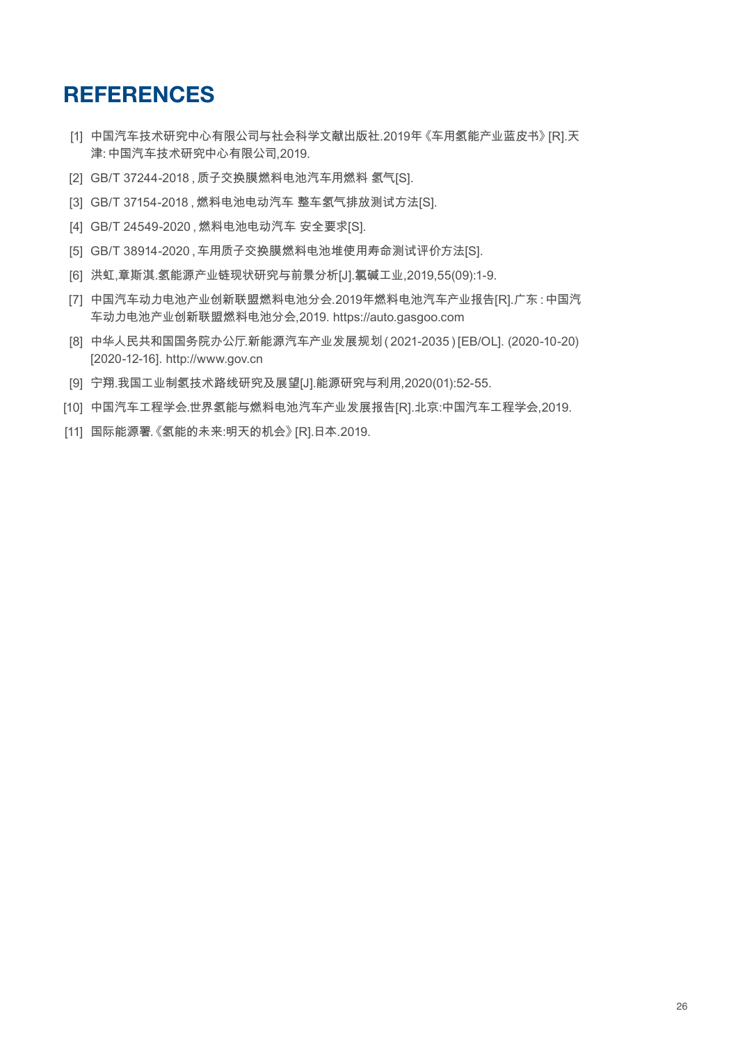# REFERENCES

[1] 中国汽车技术研究中心有限公司与社会科学文献出版社.2019年《车用氢能产业蓝皮书》[R].天津: 中国汽车技术研究中心有限公司,2019.

[2] GB/T 37244-2018，质子交换膜燃料电池汽车用燃料 氢气[S].

[3] GB/T 37154-2018，燃料电池电动汽车 整车氢气排放测试方法[S].

[4] GB/T 24549-2020，燃料电池电动汽车 安全要求[S].

[5] GB/T 38914-2020，车用质子交换膜燃料电池堆使用寿命测试评价方法[S].

[6] 洪虹,章斯淇.氢能源产业链现状研究与前景分析[J].氯碱工业,2019,55(09):1-9.

[7] 中国汽车动力电池产业创新联盟燃料电池分会.2019年燃料电池汽车产业报告[R].广东：中国汽车动力电池产业创新联盟燃料电池分会,2019. https://auto.gasgoo.com

[8] 中华人民共和国国务院办公厅.新能源汽车产业发展规划（2021-2035）[EB/OL]. (2020-10-20) [2020-12-16]. http://www.gov.cn

[9] 宁翔.我国工业制氢技术路线研究及展望[J].能源研究与利用,2020(01):52-55.

[10] 中国汽车工程学会.世界氢能与燃料电池汽车产业发展报告[R].北京:中国汽车工程学会,2019.

[11] 国际能源署.《氢能的未来:明天的机会》[R].日本.2019.